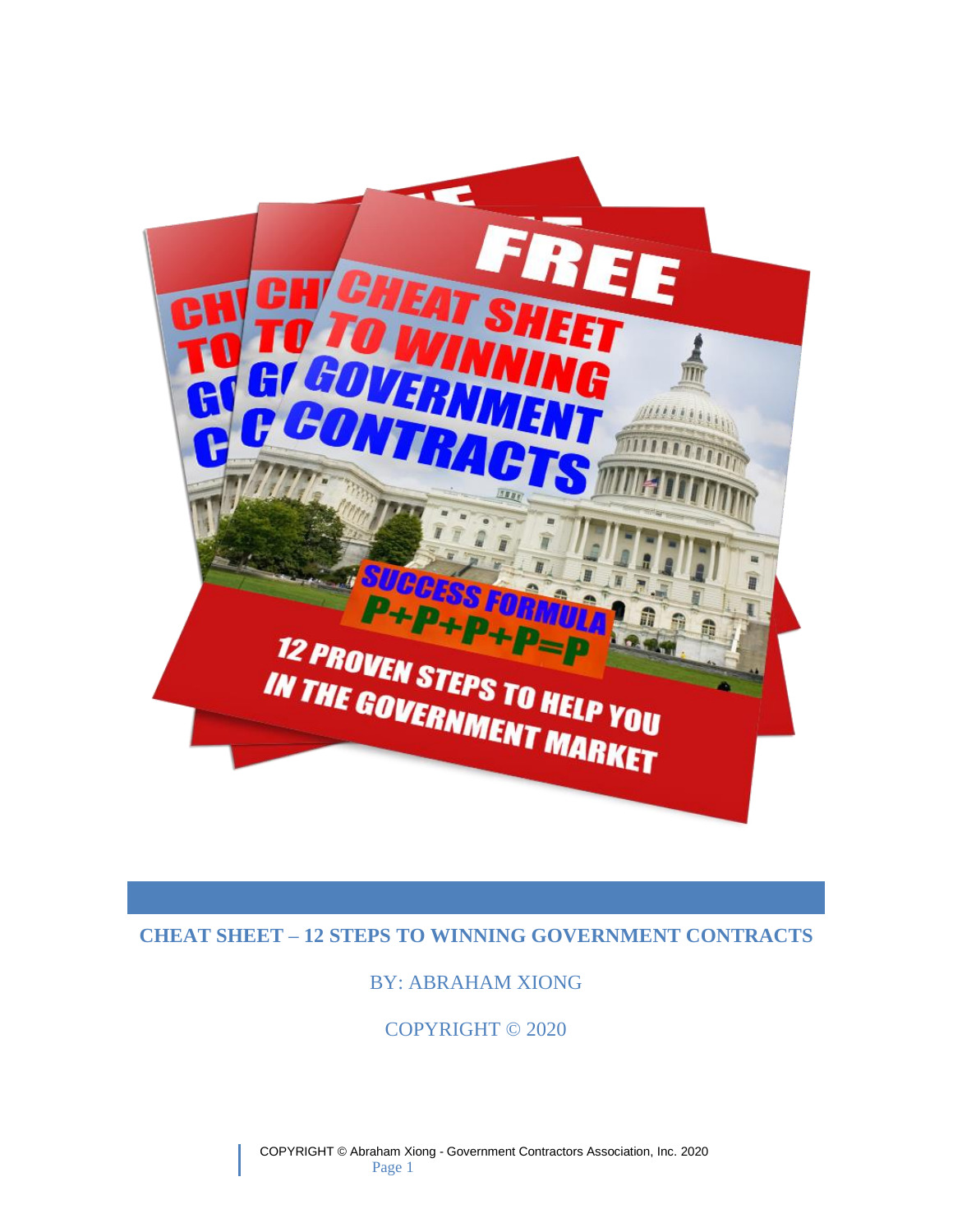FREE

CHEAT SHEET TO WINNING GOVERNMENT CONTRACTS

SUCCESS FORMULA
P+P+P+P=P

12 PROVEN STEPS TO HELP YOU IN THE GOVERNMENT MARKET

# CHEAT SHEET – 12 STEPS TO WINNING GOVERNMENT CONTRACTS

BY: ABRAHAM XIONG

COPYRIGHT © 2020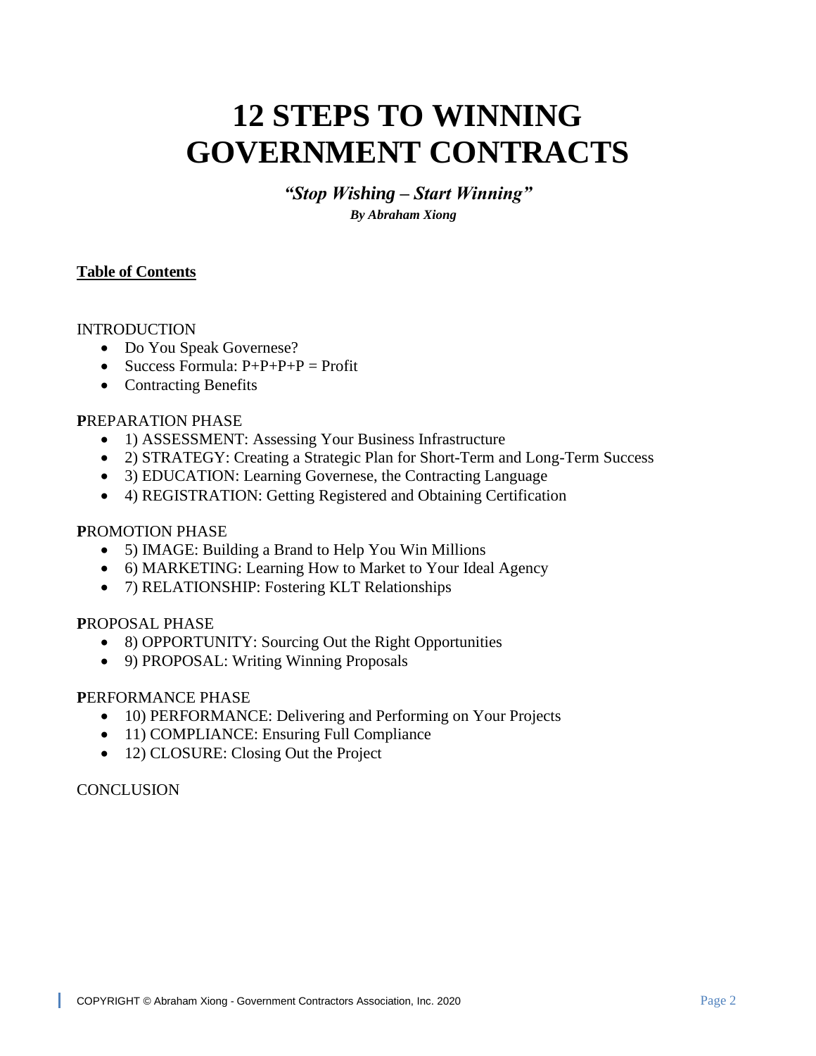# 12 STEPS TO WINNING GOVERNMENT CONTRACTS

***"Stop Wishing – Start Winning"***

***By Abraham Xiong***

**Table of Contents**

INTRODUCTION

- Do You Speak Governese?
- Success Formula: P+P+P+P = Profit
- Contracting Benefits

**P**REPARATION PHASE

- 1) ASSESSMENT: Assessing Your Business Infrastructure
- 2) STRATEGY: Creating a Strategic Plan for Short-Term and Long-Term Success
- 3) EDUCATION: Learning Governese, the Contracting Language
- 4) REGISTRATION: Getting Registered and Obtaining Certification

**P**ROMOTION PHASE

- 5) IMAGE: Building a Brand to Help You Win Millions
- 6) MARKETING: Learning How to Market to Your Ideal Agency
- 7) RELATIONSHIP: Fostering KLT Relationships

**P**ROPOSAL PHASE

- 8) OPPORTUNITY: Sourcing Out the Right Opportunities
- 9) PROPOSAL: Writing Winning Proposals

**P**ERFORMANCE PHASE

- 10) PERFORMANCE: Delivering and Performing on Your Projects
- 11) COMPLIANCE: Ensuring Full Compliance
- 12) CLOSURE: Closing Out the Project

CONCLUSION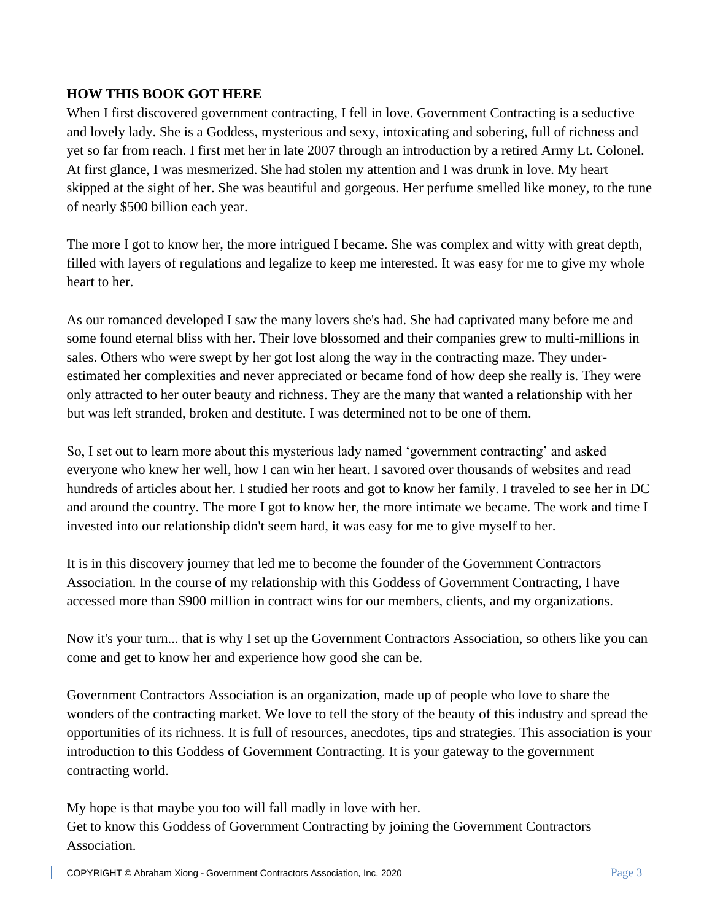## HOW THIS BOOK GOT HERE

When I first discovered government contracting, I fell in love. Government Contracting is a seductive and lovely lady. She is a Goddess, mysterious and sexy, intoxicating and sobering, full of richness and yet so far from reach. I first met her in late 2007 through an introduction by a retired Army Lt. Colonel. At first glance, I was mesmerized. She had stolen my attention and I was drunk in love. My heart skipped at the sight of her. She was beautiful and gorgeous. Her perfume smelled like money, to the tune of nearly $500 billion each year.

The more I got to know her, the more intrigued I became. She was complex and witty with great depth, filled with layers of regulations and legalize to keep me interested. It was easy for me to give my whole heart to her.

As our romanced developed I saw the many lovers she's had. She had captivated many before me and some found eternal bliss with her. Their love blossomed and their companies grew to multi-millions in sales. Others who were swept by her got lost along the way in the contracting maze. They under-estimated her complexities and never appreciated or became fond of how deep she really is. They were only attracted to her outer beauty and richness. They are the many that wanted a relationship with her but was left stranded, broken and destitute. I was determined not to be one of them.

So, I set out to learn more about this mysterious lady named 'government contracting' and asked everyone who knew her well, how I can win her heart. I savored over thousands of websites and read hundreds of articles about her. I studied her roots and got to know her family. I traveled to see her in DC and around the country. The more I got to know her, the more intimate we became. The work and time I invested into our relationship didn't seem hard, it was easy for me to give myself to her.

It is in this discovery journey that led me to become the founder of the Government Contractors Association. In the course of my relationship with this Goddess of Government Contracting, I have accessed more than $900 million in contract wins for our members, clients, and my organizations.

Now it's your turn... that is why I set up the Government Contractors Association, so others like you can come and get to know her and experience how good she can be.

Government Contractors Association is an organization, made up of people who love to share the wonders of the contracting market. We love to tell the story of the beauty of this industry and spread the opportunities of its richness. It is full of resources, anecdotes, tips and strategies. This association is your introduction to this Goddess of Government Contracting. It is your gateway to the government contracting world.

My hope is that maybe you too will fall madly in love with her.
Get to know this Goddess of Government Contracting by joining the Government Contractors Association.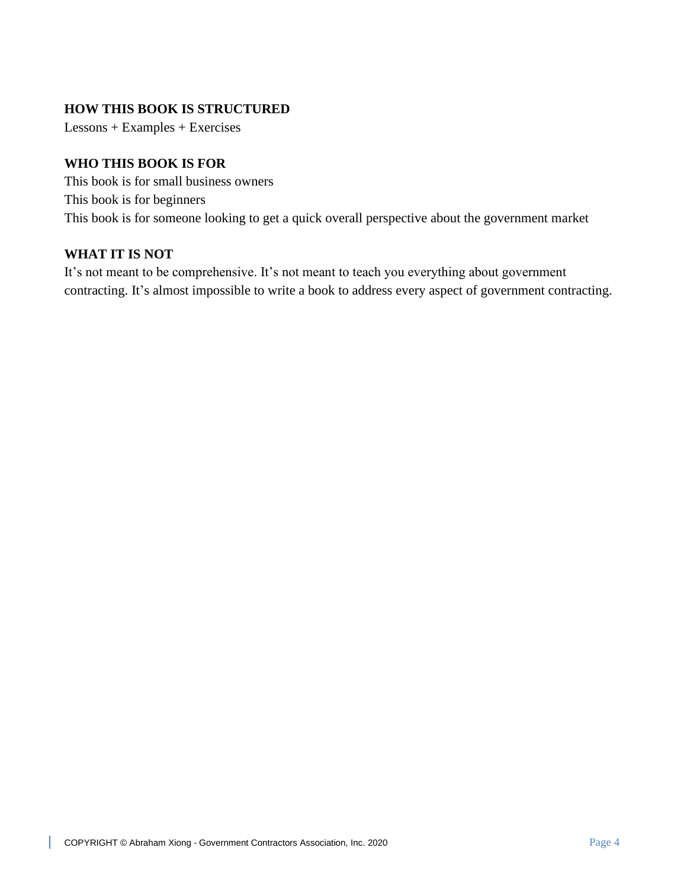**HOW THIS BOOK IS STRUCTURED**

Lessons + Examples + Exercises

**WHO THIS BOOK IS FOR**

This book is for small business owners

This book is for beginners

This book is for someone looking to get a quick overall perspective about the government market

**WHAT IT IS NOT**

It's not meant to be comprehensive. It's not meant to teach you everything about government contracting. It's almost impossible to write a book to address every aspect of government contracting.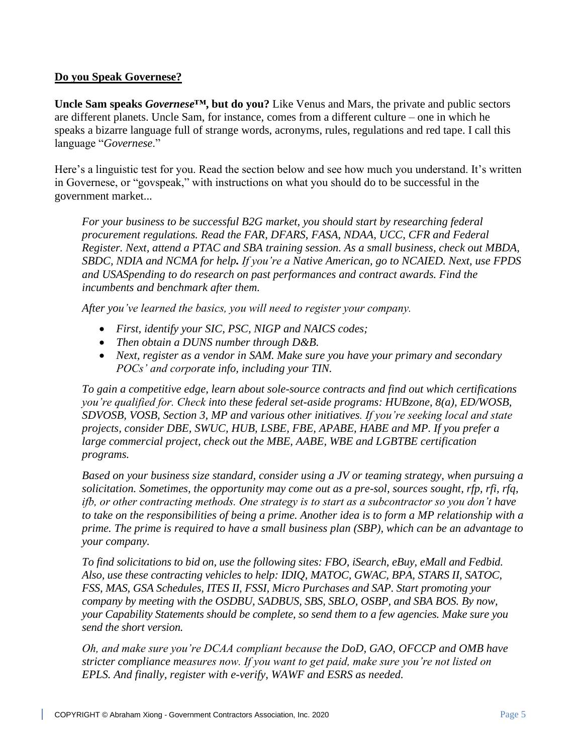## **Do you Speak Governese?**

**Uncle Sam speaks *Governese*™, but do you?** Like Venus and Mars, the private and public sectors are different planets. Uncle Sam, for instance, comes from a different culture – one in which he speaks a bizarre language full of strange words, acronyms, rules, regulations and red tape. I call this language "*Governese*."

Here's a linguistic test for you. Read the section below and see how much you understand. It's written in Governese, or "govspeak," with instructions on what you should do to be successful in the government market...

> *For your business to be successful B2G market, you should start by researching federal procurement regulations. Read the FAR, DFARS, FASA, NDAA, UCC, CFR and Federal Register. Next, attend a PTAC and SBA training session. As a small business, check out MBDA, SBDC, NDIA and NCMA for help.* ***If*** *you're a Native American, go to NCAIED. Next, use FPDS and USASpending to do research on past performances and contract awards. Find the incumbents and benchmark after them.*
>
> *After you've learned the basics, you will need to register your company.*
>
> - *First, identify your SIC, PSC, NIGP and NAICS codes;*
> - *Then obtain a DUNS number through D&B.*
> - *Next, register as a vendor in SAM. Make sure you have your primary and secondary POCs' and corporate info, including your TIN.*
>
> *To gain a competitive edge, learn about sole-source contracts and find out which certifications you're qualified for. Check into these federal set-aside programs: HUBzone, 8(a), ED/WOSB, SDVOSB, VOSB, Section 3, MP and various other initiatives. If you're seeking local and state projects, consider DBE, SWUC, HUB, LSBE, FBE, APABE, HABE and MP. If you prefer a large commercial project, check out the MBE, AABE, WBE and LGBTBE certification programs.*
>
> *Based on your business size standard, consider using a JV or teaming strategy, when pursuing a solicitation. Sometimes, the opportunity may come out as a pre-sol, sources sought, rfp, rfi, rfq, ifb, or other contracting methods. One strategy is to start as a subcontractor so you don't have to take on the responsibilities of being a prime. Another idea is to form a MP relationship with a prime. The prime is required to have a small business plan (SBP), which can be an advantage to your company.*
>
> *To find solicitations to bid on, use the following sites: FBO, iSearch, eBuy, eMall and Fedbid. Also, use these contracting vehicles to help: IDIQ, MATOC, GWAC, BPA, STARS II, SATOC, FSS, MAS, GSA Schedules, ITES II, FSSI, Micro Purchases and SAP. Start promoting your company by meeting with the OSDBU, SADBUS, SBS, SBLO, OSBP, and SBA BOS. By now, your Capability Statements should be complete, so send them to a few agencies. Make sure you send the short version.*
>
> *Oh, and make sure you're DCAA compliant because the DoD, GAO, OFCCP and OMB have stricter compliance measures now. If you want to get paid, make sure you're not listed on EPLS. And finally, register with e-verify, WAWF and ESRS as needed.*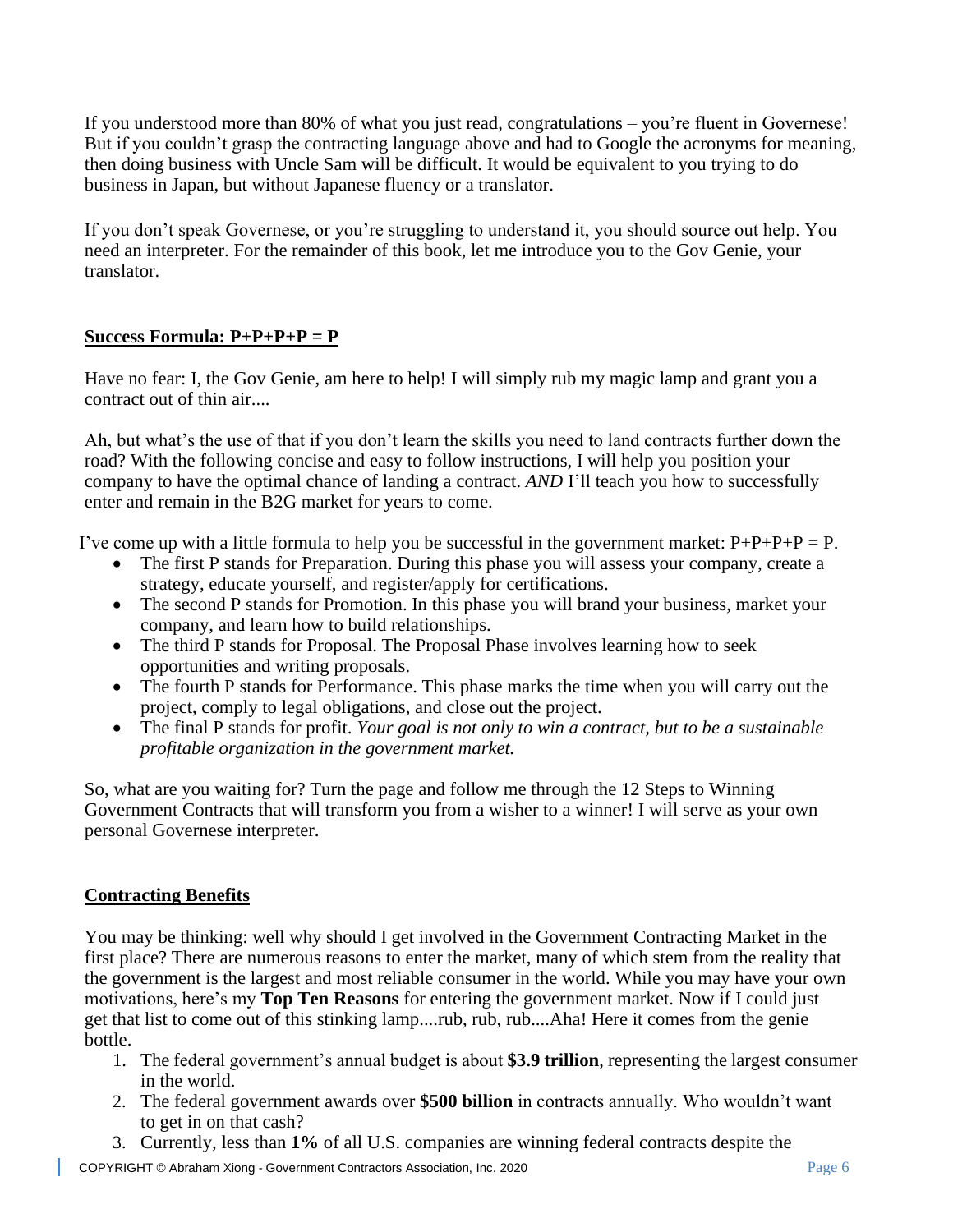If you understood more than 80% of what you just read, congratulations – you're fluent in Governese! But if you couldn't grasp the contracting language above and had to Google the acronyms for meaning, then doing business with Uncle Sam will be difficult. It would be equivalent to you trying to do business in Japan, but without Japanese fluency or a translator.

If you don't speak Governese, or you're struggling to understand it, you should source out help. You need an interpreter. For the remainder of this book, let me introduce you to the Gov Genie, your translator.

## Success Formula: P+P+P+P = P

Have no fear: I, the Gov Genie, am here to help! I will simply rub my magic lamp and grant you a contract out of thin air....

Ah, but what's the use of that if you don't learn the skills you need to land contracts further down the road? With the following concise and easy to follow instructions, I will help you position your company to have the optimal chance of landing a contract. *AND* I'll teach you how to successfully enter and remain in the B2G market for years to come.

I've come up with a little formula to help you be successful in the government market: P+P+P+P = P.

- The first P stands for Preparation. During this phase you will assess your company, create a strategy, educate yourself, and register/apply for certifications.
- The second P stands for Promotion. In this phase you will brand your business, market your company, and learn how to build relationships.
- The third P stands for Proposal. The Proposal Phase involves learning how to seek opportunities and writing proposals.
- The fourth P stands for Performance. This phase marks the time when you will carry out the project, comply to legal obligations, and close out the project.
- The final P stands for profit. *Your goal is not only to win a contract, but to be a sustainable profitable organization in the government market.*

So, what are you waiting for? Turn the page and follow me through the 12 Steps to Winning Government Contracts that will transform you from a wisher to a winner! I will serve as your own personal Governese interpreter.

## Contracting Benefits

You may be thinking: well why should I get involved in the Government Contracting Market in the first place? There are numerous reasons to enter the market, many of which stem from the reality that the government is the largest and most reliable consumer in the world. While you may have your own motivations, here's my **Top Ten Reasons** for entering the government market. Now if I could just get that list to come out of this stinking lamp....rub, rub, rub....Aha! Here it comes from the genie bottle.

1. The federal government's annual budget is about **$3.9 trillion**, representing the largest consumer in the world.
2. The federal government awards over **$500 billion** in contracts annually. Who wouldn't want to get in on that cash?
3. Currently, less than **1%** of all U.S. companies are winning federal contracts despite the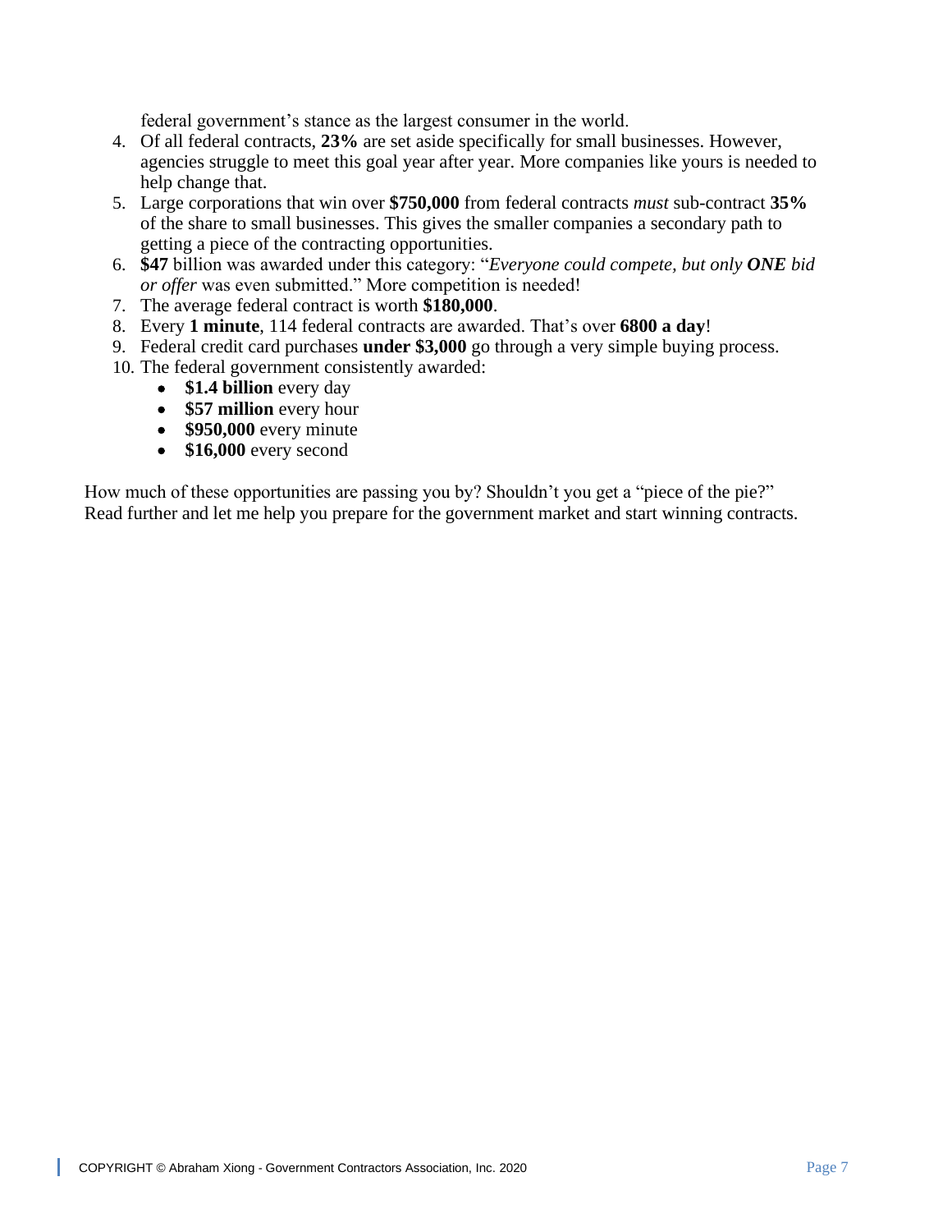federal government's stance as the largest consumer in the world.

4. Of all federal contracts, **23%** are set aside specifically for small businesses. However, agencies struggle to meet this goal year after year. More companies like yours is needed to help change that.
5. Large corporations that win over **$750,000** from federal contracts *must* sub-contract **35%** of the share to small businesses. This gives the smaller companies a secondary path to getting a piece of the contracting opportunities.
6. **$47** billion was awarded under this category: "*Everyone could compete, but only **ONE** bid or offer* was even submitted." More competition is needed!
7. The average federal contract is worth **$180,000**.
8. Every **1 minute**, 114 federal contracts are awarded. That's over **6800 a day**!
9. Federal credit card purchases **under $3,000** go through a very simple buying process.
10. The federal government consistently awarded:
    - **$1.4 billion** every day
    - **$57 million** every hour
    - **$950,000** every minute
    - **$16,000** every second

How much of these opportunities are passing you by? Shouldn't you get a "piece of the pie?" Read further and let me help you prepare for the government market and start winning contracts.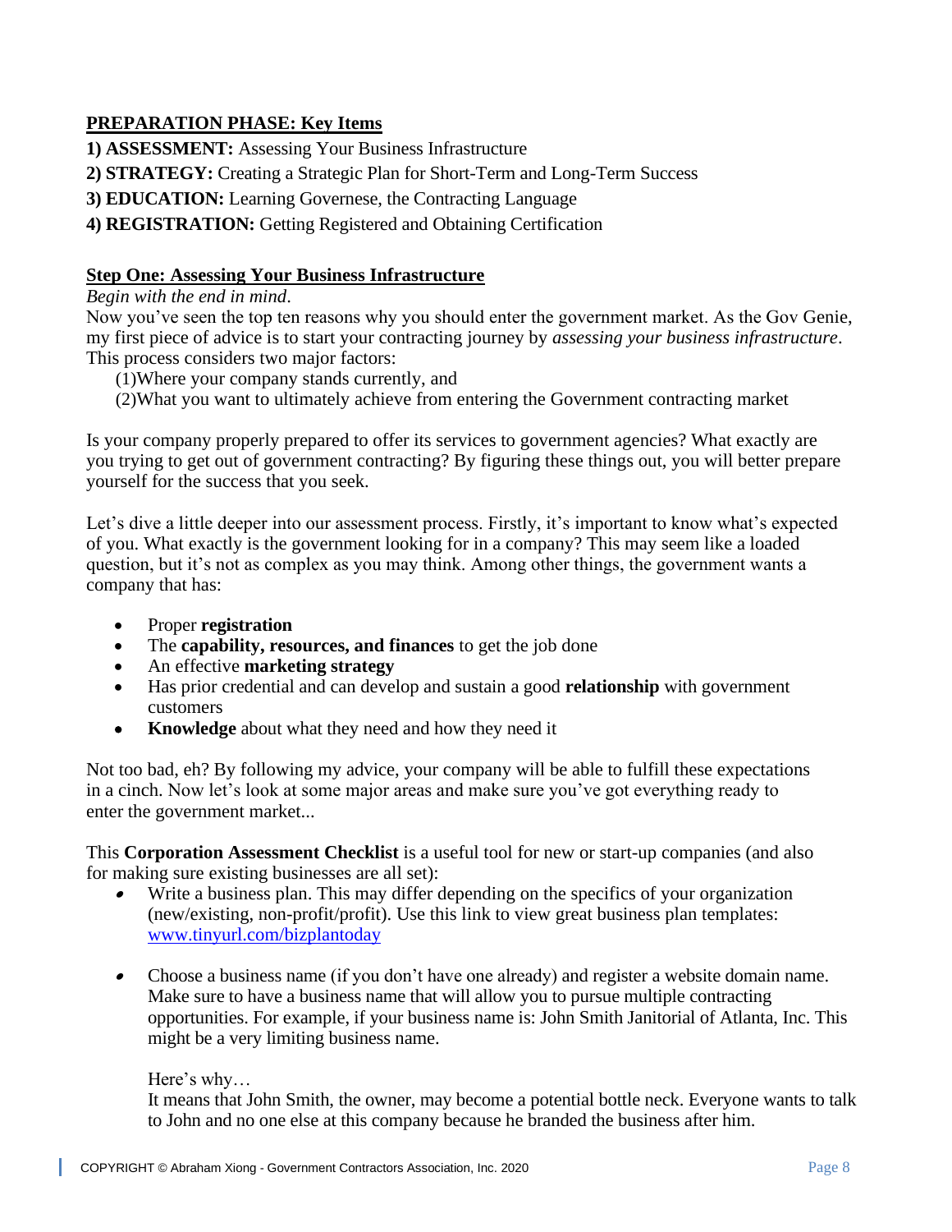**PREPARATION PHASE: Key Items**

**1) ASSESSMENT:** Assessing Your Business Infrastructure

**2) STRATEGY:** Creating a Strategic Plan for Short-Term and Long-Term Success

**3) EDUCATION:** Learning Governese, the Contracting Language

**4) REGISTRATION:** Getting Registered and Obtaining Certification

**Step One: Assessing Your Business Infrastructure**

*Begin with the end in mind.*

Now you've seen the top ten reasons why you should enter the government market. As the Gov Genie, my first piece of advice is to start your contracting journey by *assessing your business infrastructure*. This process considers two major factors:

(1)Where your company stands currently, and

(2)What you want to ultimately achieve from entering the Government contracting market

Is your company properly prepared to offer its services to government agencies? What exactly are you trying to get out of government contracting? By figuring these things out, you will better prepare yourself for the success that you seek.

Let's dive a little deeper into our assessment process. Firstly, it's important to know what's expected of you. What exactly is the government looking for in a company? This may seem like a loaded question, but it's not as complex as you may think. Among other things, the government wants a company that has:

- Proper **registration**
- The **capability, resources, and finances** to get the job done
- An effective **marketing strategy**
- Has prior credential and can develop and sustain a good **relationship** with government customers
- **Knowledge** about what they need and how they need it

Not too bad, eh? By following my advice, your company will be able to fulfill these expectations in a cinch. Now let's look at some major areas and make sure you've got everything ready to enter the government market...

This **Corporation Assessment Checklist** is a useful tool for new or start-up companies (and also for making sure existing businesses are all set):

- Write a business plan. This may differ depending on the specifics of your organization (new/existing, non-profit/profit). Use this link to view great business plan templates: [www.tinyurl.com/bizplantoday](http://www.tinyurl.com/bizplantoday)

- Choose a business name (if you don't have one already) and register a website domain name. Make sure to have a business name that will allow you to pursue multiple contracting opportunities. For example, if your business name is: John Smith Janitorial of Atlanta, Inc. This might be a very limiting business name.

  Here's why…
  It means that John Smith, the owner, may become a potential bottle neck. Everyone wants to talk to John and no one else at this company because he branded the business after him.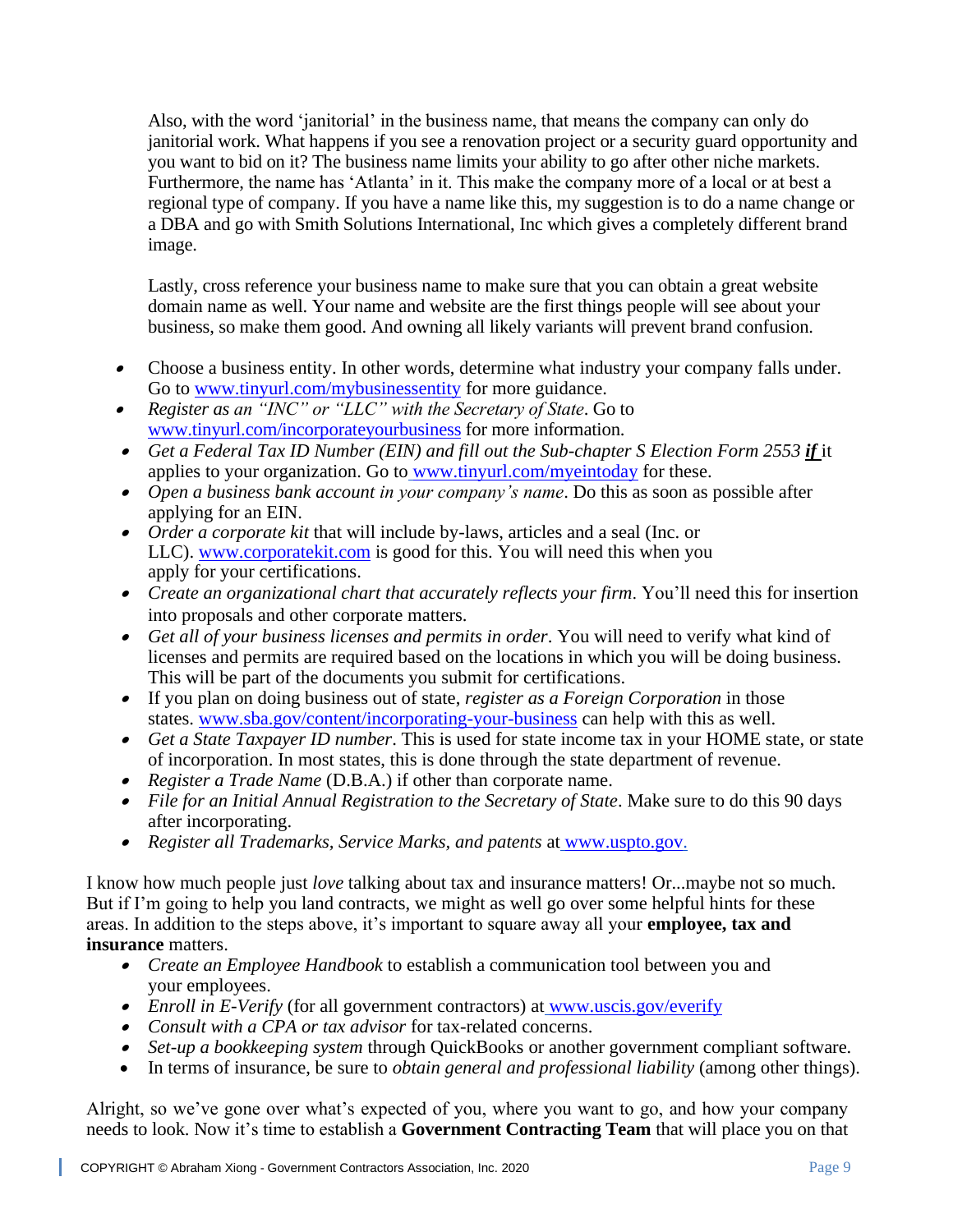Also, with the word 'janitorial' in the business name, that means the company can only do janitorial work. What happens if you see a renovation project or a security guard opportunity and you want to bid on it? The business name limits your ability to go after other niche markets. Furthermore, the name has 'Atlanta' in it. This make the company more of a local or at best a regional type of company. If you have a name like this, my suggestion is to do a name change or a DBA and go with Smith Solutions International, Inc which gives a completely different brand image.

Lastly, cross reference your business name to make sure that you can obtain a great website domain name as well. Your name and website are the first things people will see about your business, so make them good. And owning all likely variants will prevent brand confusion.

- Choose a business entity. In other words, determine what industry your company falls under. Go to www.tinyurl.com/mybusinessentity for more guidance.
- *Register as an "INC" or "LLC" with the Secretary of State*. Go to www.tinyurl.com/incorporateyourbusiness for more information.
- *Get a Federal Tax ID Number (EIN) and fill out the Sub-chapter S Election Form 2553* ***if*** it applies to your organization. Go to www.tinyurl.com/myeintoday for these.
- *Open a business bank account in your company's name*. Do this as soon as possible after applying for an EIN.
- *Order a corporate kit* that will include by-laws, articles and a seal (Inc. or LLC). www.corporatekit.com is good for this. You will need this when you apply for your certifications.
- *Create an organizational chart that accurately reflects your firm*. You'll need this for insertion into proposals and other corporate matters.
- *Get all of your business licenses and permits in order*. You will need to verify what kind of licenses and permits are required based on the locations in which you will be doing business. This will be part of the documents you submit for certifications.
- If you plan on doing business out of state, *register as a Foreign Corporation* in those states. www.sba.gov/content/incorporating-your-business can help with this as well.
- *Get a State Taxpayer ID number*. This is used for state income tax in your HOME state, or state of incorporation. In most states, this is done through the state department of revenue.
- *Register a Trade Name* (D.B.A.) if other than corporate name.
- *File for an Initial Annual Registration to the Secretary of State*. Make sure to do this 90 days after incorporating.
- *Register all Trademarks, Service Marks, and patents* at www.uspto.gov.

I know how much people just *love* talking about tax and insurance matters! Or...maybe not so much. But if I'm going to help you land contracts, we might as well go over some helpful hints for these areas. In addition to the steps above, it's important to square away all your **employee, tax and insurance** matters.

- *Create an Employee Handbook* to establish a communication tool between you and your employees.
- *Enroll in E-Verify* (for all government contractors) at www.uscis.gov/everify
- *Consult with a CPA or tax advisor* for tax-related concerns.
- *Set-up a bookkeeping system* through QuickBooks or another government compliant software.
- In terms of insurance, be sure to *obtain general and professional liability* (among other things).

Alright, so we've gone over what's expected of you, where you want to go, and how your company needs to look. Now it's time to establish a **Government Contracting Team** that will place you on that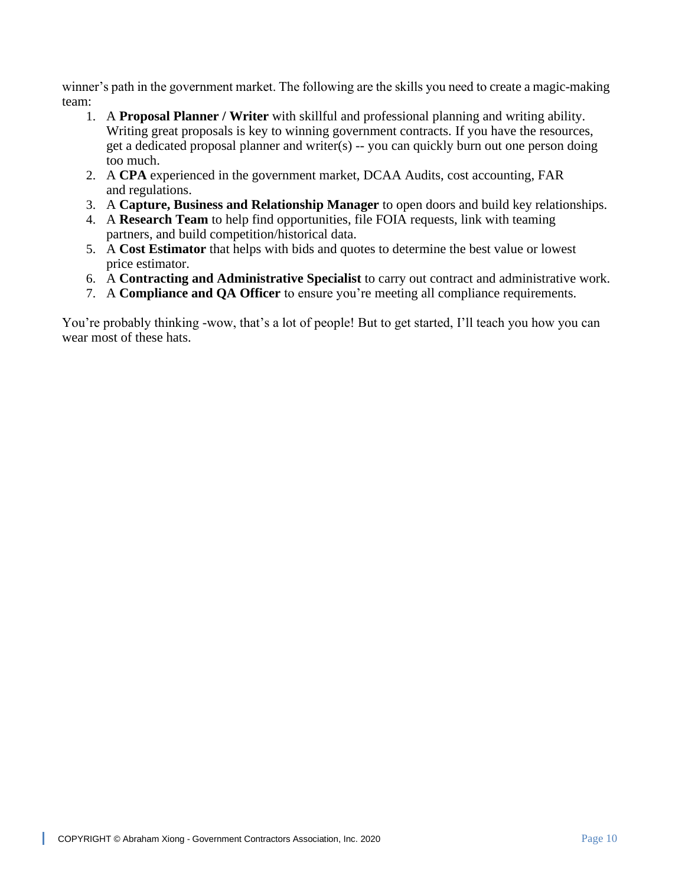winner's path in the government market. The following are the skills you need to create a magic-making team:

1. A **Proposal Planner / Writer** with skillful and professional planning and writing ability. Writing great proposals is key to winning government contracts. If you have the resources, get a dedicated proposal planner and writer(s) -- you can quickly burn out one person doing too much.
2. A **CPA** experienced in the government market, DCAA Audits, cost accounting, FAR and regulations.
3. A **Capture, Business and Relationship Manager** to open doors and build key relationships.
4. A **Research Team** to help find opportunities, file FOIA requests, link with teaming partners, and build competition/historical data.
5. A **Cost Estimator** that helps with bids and quotes to determine the best value or lowest price estimator.
6. A **Contracting and Administrative Specialist** to carry out contract and administrative work.
7. A **Compliance and QA Officer** to ensure you're meeting all compliance requirements.

You're probably thinking -wow, that's a lot of people! But to get started, I'll teach you how you can wear most of these hats.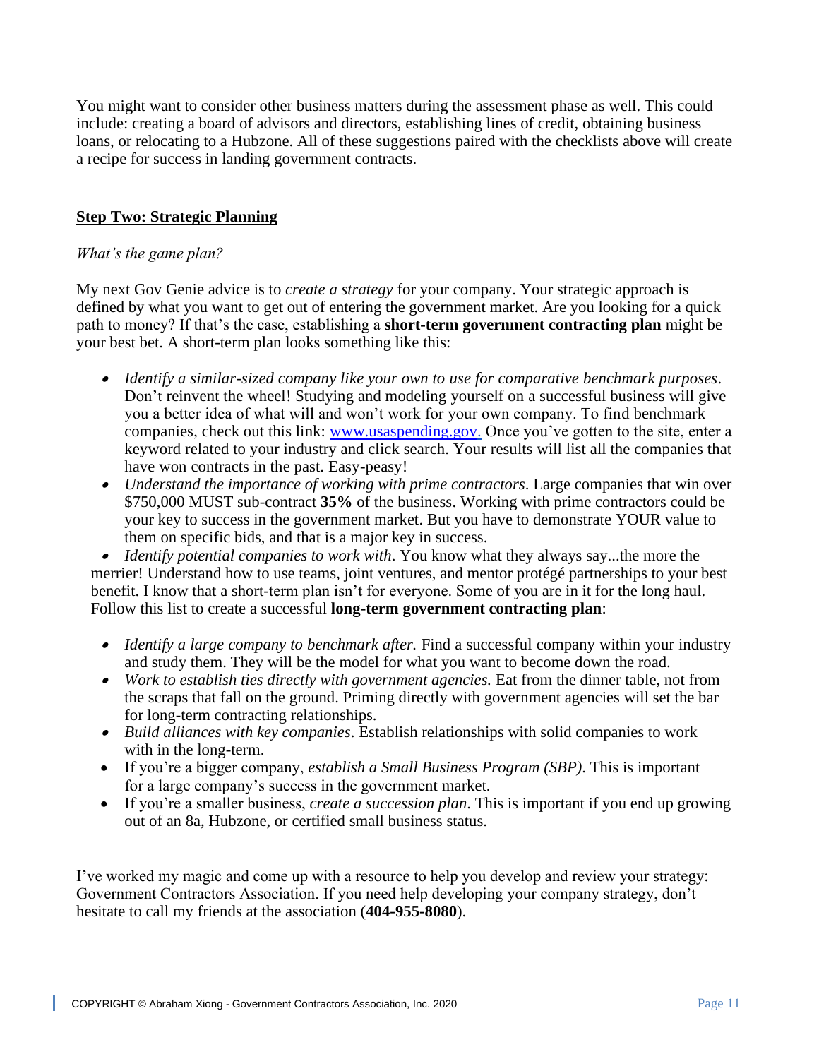You might want to consider other business matters during the assessment phase as well. This could include: creating a board of advisors and directors, establishing lines of credit, obtaining business loans, or relocating to a Hubzone. All of these suggestions paired with the checklists above will create a recipe for success in landing government contracts.

## Step Two: Strategic Planning

*What's the game plan?*

My next Gov Genie advice is to *create a strategy* for your company. Your strategic approach is defined by what you want to get out of entering the government market. Are you looking for a quick path to money? If that's the case, establishing a **short-term government contracting plan** might be your best bet. A short-term plan looks something like this:

- *Identify a similar-sized company like your own to use for comparative benchmark purposes*. Don't reinvent the wheel! Studying and modeling yourself on a successful business will give you a better idea of what will and won't work for your own company. To find benchmark companies, check out this link: [www.usaspending.gov.](http://www.usaspending.gov) Once you've gotten to the site, enter a keyword related to your industry and click search. Your results will list all the companies that have won contracts in the past. Easy-peasy!
- *Understand the importance of working with prime contractors*. Large companies that win over $750,000 MUST sub-contract **35%** of the business. Working with prime contractors could be your key to success in the government market. But you have to demonstrate YOUR value to them on specific bids, and that is a major key in success.
- *Identify potential companies to work with*. You know what they always say...the more the merrier! Understand how to use teams, joint ventures, and mentor protégé partnerships to your best benefit. I know that a short-term plan isn't for everyone. Some of you are in it for the long haul. Follow this list to create a successful **long-term government contracting plan**:

- *Identify a large company to benchmark after.* Find a successful company within your industry and study them. They will be the model for what you want to become down the road.
- *Work to establish ties directly with government agencies.* Eat from the dinner table, not from the scraps that fall on the ground. Priming directly with government agencies will set the bar for long-term contracting relationships.
- *Build alliances with key companies*. Establish relationships with solid companies to work with in the long-term.
- If you're a bigger company, *establish a Small Business Program (SBP)*. This is important for a large company's success in the government market.
- If you're a smaller business, *create a succession plan*. This is important if you end up growing out of an 8a, Hubzone, or certified small business status.

I've worked my magic and come up with a resource to help you develop and review your strategy: Government Contractors Association. If you need help developing your company strategy, don't hesitate to call my friends at the association (**404-955-8080**).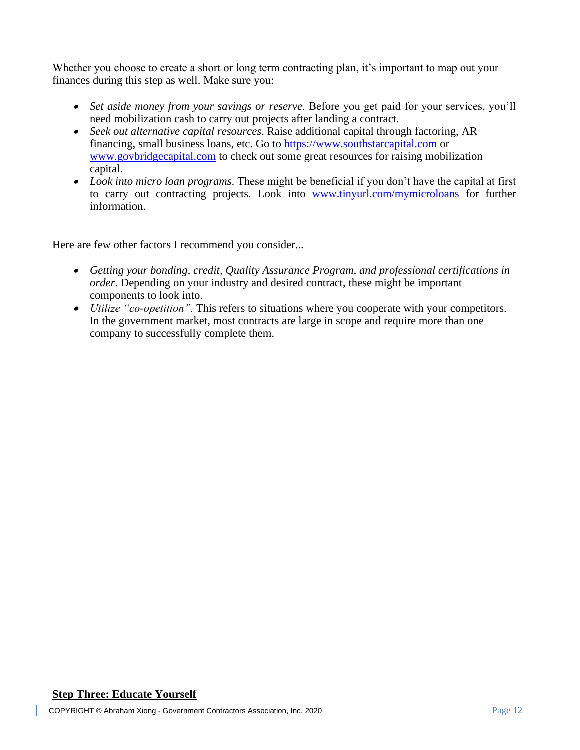Whether you choose to create a short or long term contracting plan, it's important to map out your finances during this step as well. Make sure you:

- *Set aside money from your savings or reserve*. Before you get paid for your services, you'll need mobilization cash to carry out projects after landing a contract.
- *Seek out alternative capital resources*. Raise additional capital through factoring, AR financing, small business loans, etc. Go to [https://www.southstarcapital.com](https://www.southstarcapital.com) or [www.govbridgecapital.com](www.govbridgecapital.com) to check out some great resources for raising mobilization capital.
- *Look into micro loan programs*. These might be beneficial if you don't have the capital at first to carry out contracting projects. Look into [www.tinyurl.com/mymicroloans](www.tinyurl.com/mymicroloans) for further information.

Here are few other factors I recommend you consider...

- *Getting your bonding, credit, Quality Assurance Program, and professional certifications in order*. Depending on your industry and desired contract, these might be important components to look into.
- *Utilize "co-opetition".* This refers to situations where you cooperate with your competitors. In the government market, most contracts are large in scope and require more than one company to successfully complete them.

## Step Three: Educate Yourself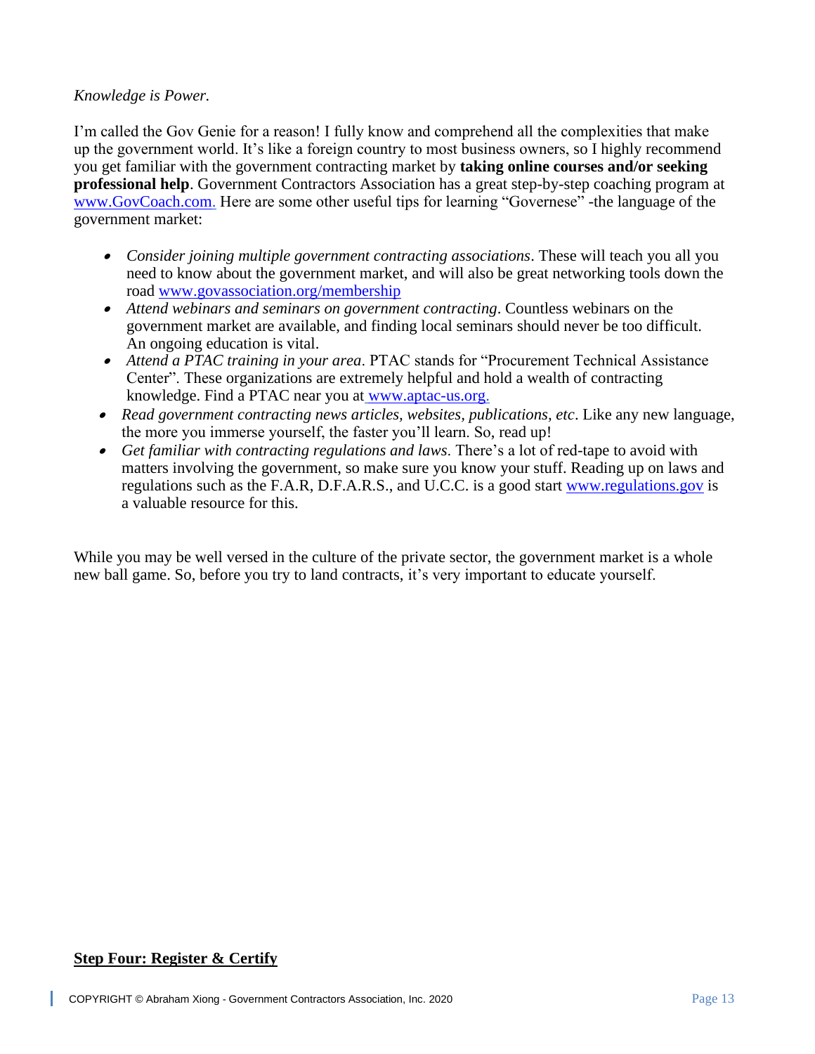*Knowledge is Power.*

I'm called the Gov Genie for a reason! I fully know and comprehend all the complexities that make up the government world. It's like a foreign country to most business owners, so I highly recommend you get familiar with the government contracting market by **taking online courses and/or seeking professional help**. Government Contractors Association has a great step-by-step coaching program at www.GovCoach.com. Here are some other useful tips for learning "Governese" -the language of the government market:

- *Consider joining multiple government contracting associations*. These will teach you all you need to know about the government market, and will also be great networking tools down the road www.govassociation.org/membership
- *Attend webinars and seminars on government contracting*. Countless webinars on the government market are available, and finding local seminars should never be too difficult. An ongoing education is vital.
- *Attend a PTAC training in your area*. PTAC stands for "Procurement Technical Assistance Center". These organizations are extremely helpful and hold a wealth of contracting knowledge. Find a PTAC near you at www.aptac-us.org.
- *Read government contracting news articles, websites, publications, etc*. Like any new language, the more you immerse yourself, the faster you'll learn. So, read up!
- *Get familiar with contracting regulations and laws*. There's a lot of red-tape to avoid with matters involving the government, so make sure you know your stuff. Reading up on laws and regulations such as the F.A.R, D.F.A.R.S., and U.C.C. is a good start www.regulations.gov is a valuable resource for this.

While you may be well versed in the culture of the private sector, the government market is a whole new ball game. So, before you try to land contracts, it's very important to educate yourself.

**Step Four: Register & Certify**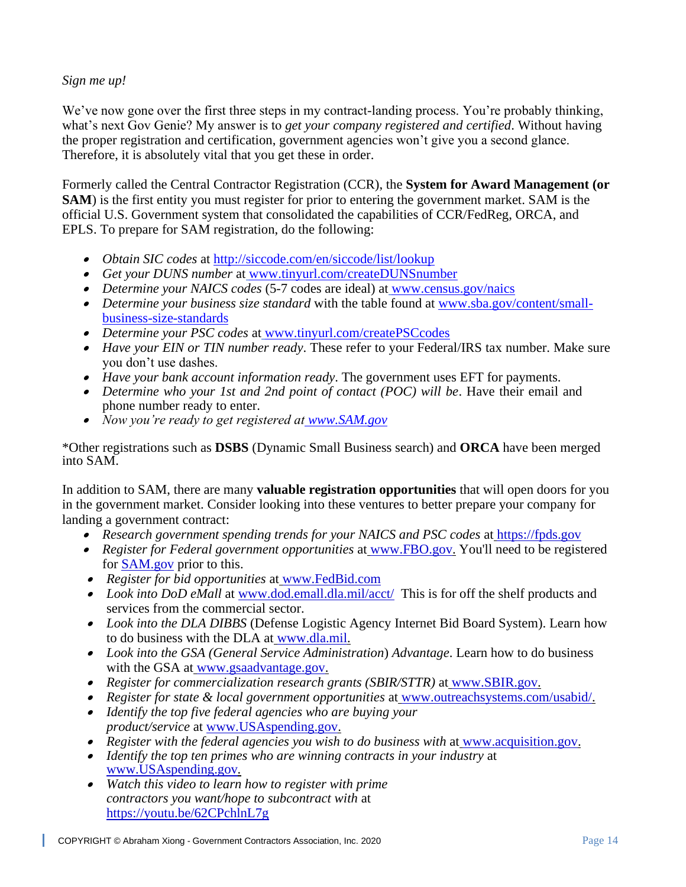*Sign me up!*

We've now gone over the first three steps in my contract-landing process. You're probably thinking, what's next Gov Genie? My answer is to *get your company registered and certified*. Without having the proper registration and certification, government agencies won't give you a second glance. Therefore, it is absolutely vital that you get these in order.

Formerly called the Central Contractor Registration (CCR), the **System for Award Management (or SAM**) is the first entity you must register for prior to entering the government market. SAM is the official U.S. Government system that consolidated the capabilities of CCR/FedReg, ORCA, and EPLS. To prepare for SAM registration, do the following:

- *Obtain SIC codes* at http://siccode.com/en/siccode/list/lookup
- *Get your DUNS number* at www.tinyurl.com/createDUNSnumber
- *Determine your NAICS codes* (5-7 codes are ideal) at www.census.gov/naics
- *Determine your business size standard* with the table found at www.sba.gov/content/small-business-size-standards
- *Determine your PSC codes* at www.tinyurl.com/createPSCcodes
- *Have your EIN or TIN number ready*. These refer to your Federal/IRS tax number. Make sure you don't use dashes.
- *Have your bank account information ready*. The government uses EFT for payments.
- *Determine who your 1st and 2nd point of contact (POC) will be*. Have their email and phone number ready to enter.
- *Now you're ready to get registered at www.SAM.gov*

*Other registrations such as **DSBS** (Dynamic Small Business search) and **ORCA** have been merged into SAM.

In addition to SAM, there are many **valuable registration opportunities** that will open doors for you in the government market. Consider looking into these ventures to better prepare your company for landing a government contract:

- *Research government spending trends for your NAICS and PSC codes* at https://fpds.gov
- *Register for Federal government opportunities* at www.FBO.gov. You'll need to be registered for SAM.gov prior to this.
- *Register for bid opportunities* at www.FedBid.com
- *Look into DoD eMall* at www.dod.emall.dla.mil/acct/ This is for off the shelf products and services from the commercial sector.
- *Look into the DLA DIBBS* (Defense Logistic Agency Internet Bid Board System). Learn how to do business with the DLA at www.dla.mil.
- *Look into the GSA (General Service Administration) Advantage*. Learn how to do business with the GSA at www.gsaadvantage.gov.
- *Register for commercialization research grants (SBIR/STTR)* at www.SBIR.gov.
- *Register for state & local government opportunities* at www.outreachsystems.com/usabid/.
- *Identify the top five federal agencies who are buying your product/service* at www.USAspending.gov.
- *Register with the federal agencies you wish to do business with* at www.acquisition.gov.
- *Identify the top ten primes who are winning contracts in your industry* at www.USAspending.gov.
- *Watch this video to learn how to register with prime contractors you want/hope to subcontract with* at https://youtu.be/62CPchlnL7g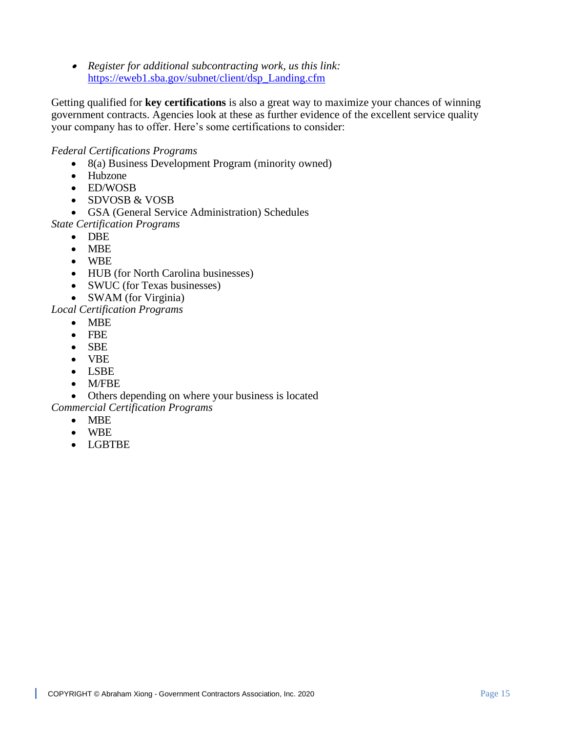- *Register for additional subcontracting work, us this link:* [https://eweb1.sba.gov/subnet/client/dsp_Landing.cfm](https://eweb1.sba.gov/subnet/client/dsp_Landing.cfm)

Getting qualified for **key certifications** is also a great way to maximize your chances of winning government contracts. Agencies look at these as further evidence of the excellent service quality your company has to offer. Here's some certifications to consider:

*Federal Certifications Programs*

- 8(a) Business Development Program (minority owned)
- Hubzone
- ED/WOSB
- SDVOSB & VOSB
- GSA (General Service Administration) Schedules

*State Certification Programs*

- DBE
- MBE
- WBE
- HUB (for North Carolina businesses)
- SWUC (for Texas businesses)
- SWAM (for Virginia)

*Local Certification Programs*

- MBE
- FBE
- SBE
- VBE
- LSBE
- M/FBE
- Others depending on where your business is located

*Commercial Certification Programs*

- MBE
- WBE
- LGBTBE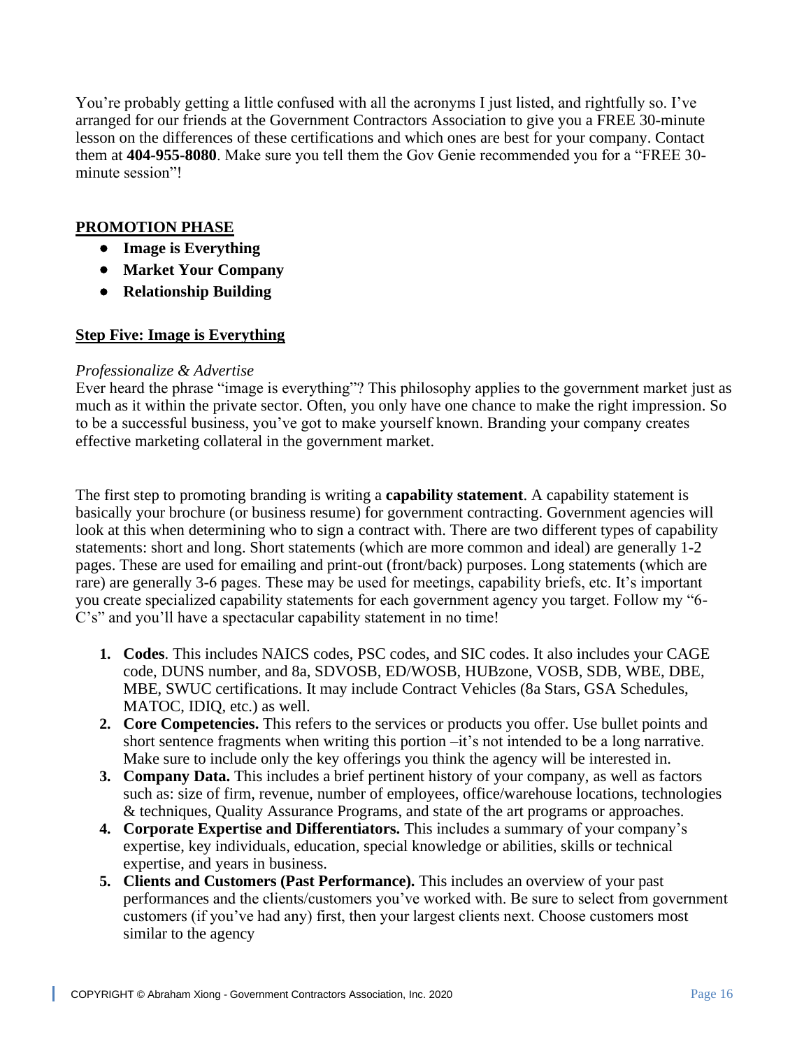You're probably getting a little confused with all the acronyms I just listed, and rightfully so. I've arranged for our friends at the Government Contractors Association to give you a FREE 30-minute lesson on the differences of these certifications and which ones are best for your company. Contact them at **404-955-8080**. Make sure you tell them the Gov Genie recommended you for a "FREE 30-minute session"!

## PROMOTION PHASE

- **Image is Everything**
- **Market Your Company**
- **Relationship Building**

## Step Five: Image is Everything

*Professionalize & Advertise*

Ever heard the phrase "image is everything"? This philosophy applies to the government market just as much as it within the private sector. Often, you only have one chance to make the right impression. So to be a successful business, you've got to make yourself known. Branding your company creates effective marketing collateral in the government market.

The first step to promoting branding is writing a **capability statement**. A capability statement is basically your brochure (or business resume) for government contracting. Government agencies will look at this when determining who to sign a contract with. There are two different types of capability statements: short and long. Short statements (which are more common and ideal) are generally 1-2 pages. These are used for emailing and print-out (front/back) purposes. Long statements (which are rare) are generally 3-6 pages. These may be used for meetings, capability briefs, etc. It's important you create specialized capability statements for each government agency you target. Follow my "6-C's" and you'll have a spectacular capability statement in no time!

1. **Codes**. This includes NAICS codes, PSC codes, and SIC codes. It also includes your CAGE code, DUNS number, and 8a, SDVOSB, ED/WOSB, HUBzone, VOSB, SDB, WBE, DBE, MBE, SWUC certifications. It may include Contract Vehicles (8a Stars, GSA Schedules, MATOC, IDIQ, etc.) as well.
2. **Core Competencies.** This refers to the services or products you offer. Use bullet points and short sentence fragments when writing this portion –it's not intended to be a long narrative. Make sure to include only the key offerings you think the agency will be interested in.
3. **Company Data.** This includes a brief pertinent history of your company, as well as factors such as: size of firm, revenue, number of employees, office/warehouse locations, technologies & techniques, Quality Assurance Programs, and state of the art programs or approaches.
4. **Corporate Expertise and Differentiators.** This includes a summary of your company's expertise, key individuals, education, special knowledge or abilities, skills or technical expertise, and years in business.
5. **Clients and Customers (Past Performance).** This includes an overview of your past performances and the clients/customers you've worked with. Be sure to select from government customers (if you've had any) first, then your largest clients next. Choose customers most similar to the agency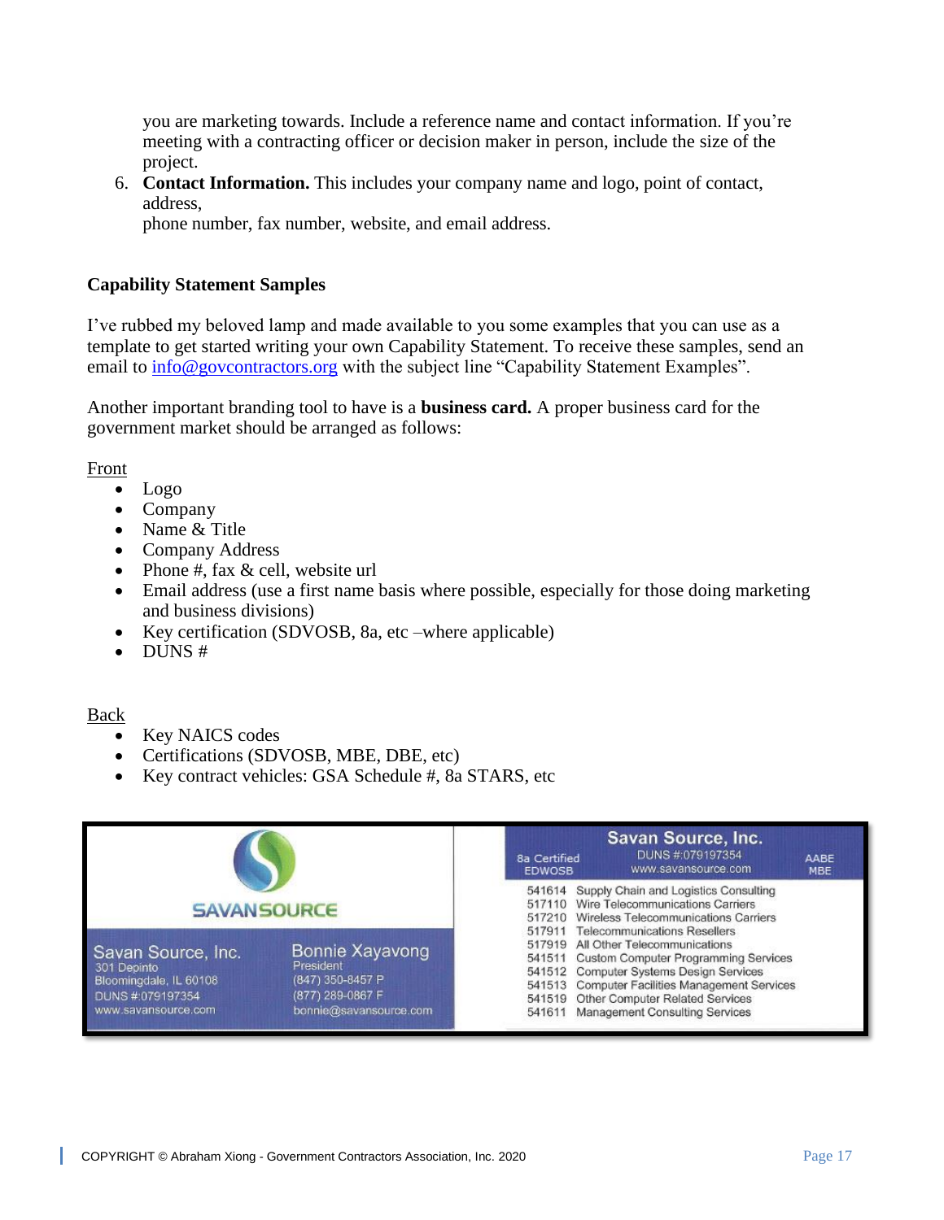you are marketing towards. Include a reference name and contact information. If you're meeting with a contracting officer or decision maker in person, include the size of the project.

6. **Contact Information.** This includes your company name and logo, point of contact, address,
   phone number, fax number, website, and email address.

**Capability Statement Samples**

I've rubbed my beloved lamp and made available to you some examples that you can use as a template to get started writing your own Capability Statement. To receive these samples, send an email to info@govcontractors.org with the subject line "Capability Statement Examples".

Another important branding tool to have is a **business card.** A proper business card for the government market should be arranged as follows:

Front

- Logo
- Company
- Name & Title
- Company Address
- Phone #, fax & cell, website url
- Email address (use a first name basis where possible, especially for those doing marketing and business divisions)
- Key certification (SDVOSB, 8a, etc –where applicable)
- DUNS #

Back

- Key NAICS codes
- Certifications (SDVOSB, MBE, DBE, etc)
- Key contract vehicles: GSA Schedule #, 8a STARS, etc

SAVANSOURCE

Savan Source, Inc.
301 Depinto
Bloomingdale, IL 60108
DUNS #:079197354
www.savansource.com

Bonnie Xayavong
President
(847) 350-8457 P
(877) 289-0867 F
bonnie@savansource.com

8a Certified
EDWOSB

Savan Source, Inc.
DUNS #:079197354
www.savansource.com

AABE
MBE

541614 Supply Chain and Logistics Consulting
517110 Wire Telecommunications Carriers
517210 Wireless Telecommunications Carriers
517911 Telecommunications Resellers
517919 All Other Telecommunications
541511 Custom Computer Programming Services
541512 Computer Systems Design Services
541513 Computer Facilities Management Services
541519 Other Computer Related Services
541611 Management Consulting Services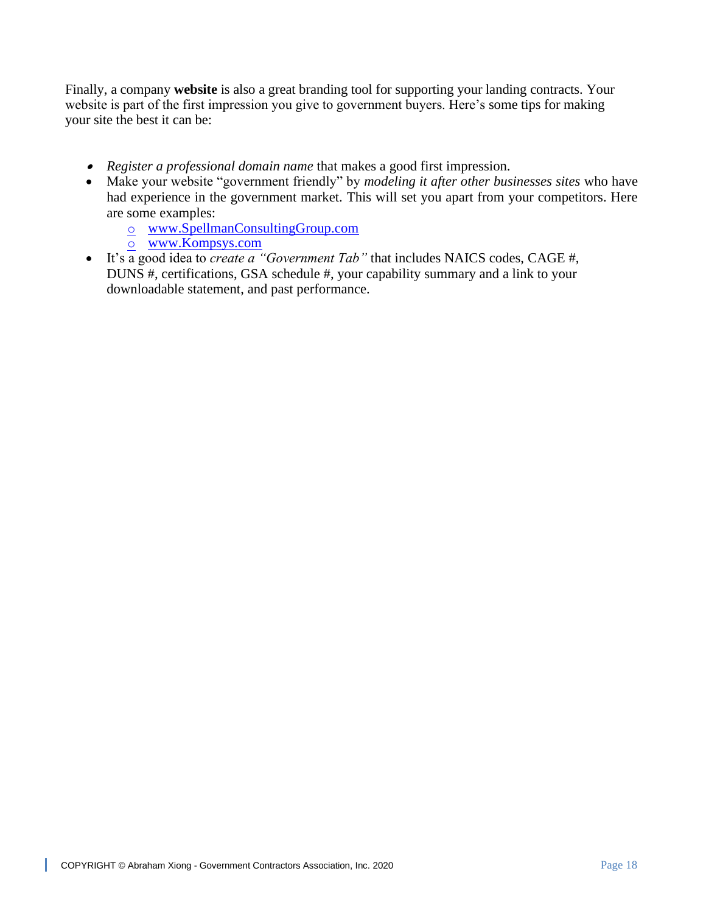Finally, a company **website** is also a great branding tool for supporting your landing contracts. Your website is part of the first impression you give to government buyers. Here's some tips for making your site the best it can be:

- *Register a professional domain name* that makes a good first impression.
- Make your website "government friendly" by *modeling it after other businesses sites* who have had experience in the government market. This will set you apart from your competitors. Here are some examples:
    - www.SpellmanConsultingGroup.com
    - www.Kompsys.com
- It's a good idea to *create a "Government Tab"* that includes NAICS codes, CAGE #, DUNS #, certifications, GSA schedule #, your capability summary and a link to your downloadable statement, and past performance.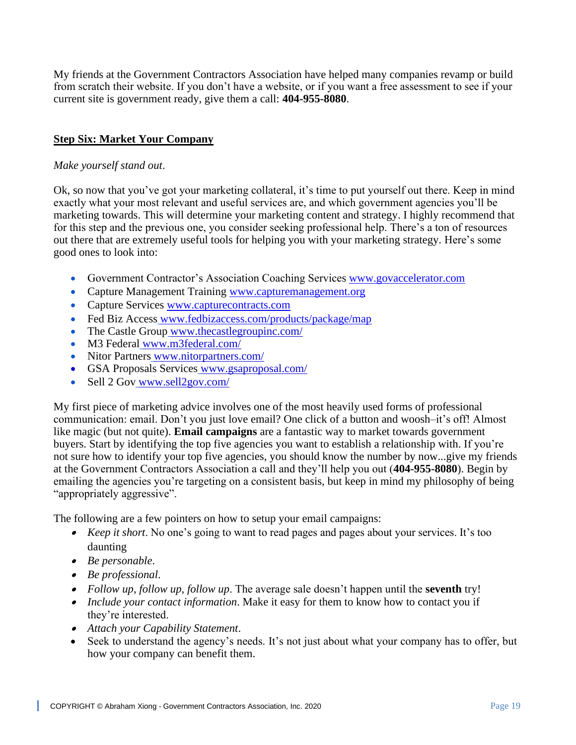My friends at the Government Contractors Association have helped many companies revamp or build from scratch their website. If you don't have a website, or if you want a free assessment to see if your current site is government ready, give them a call: **404-955-8080**.

## Step Six: Market Your Company

*Make yourself stand out*.

Ok, so now that you've got your marketing collateral, it's time to put yourself out there. Keep in mind exactly what your most relevant and useful services are, and which government agencies you'll be marketing towards. This will determine your marketing content and strategy. I highly recommend that for this step and the previous one, you consider seeking professional help. There's a ton of resources out there that are extremely useful tools for helping you with your marketing strategy. Here's some good ones to look into:

- Government Contractor's Association Coaching Services www.govaccelerator.com
- Capture Management Training www.capturemanagement.org
- Capture Services www.capturecontracts.com
- Fed Biz Access www.fedbizaccess.com/products/package/map
- The Castle Group www.thecastlegroupinc.com/
- M3 Federal www.m3federal.com/
- Nitor Partners www.nitorpartners.com/
- GSA Proposals Services www.gsaproposal.com/
- Sell 2 Gov www.sell2gov.com/

My first piece of marketing advice involves one of the most heavily used forms of professional communication: email. Don't you just love email? One click of a button and woosh–it's off! Almost like magic (but not quite). **Email campaigns** are a fantastic way to market towards government buyers. Start by identifying the top five agencies you want to establish a relationship with. If you're not sure how to identify your top five agencies, you should know the number by now...give my friends at the Government Contractors Association a call and they'll help you out (**404-955-8080**). Begin by emailing the agencies you're targeting on a consistent basis, but keep in mind my philosophy of being "appropriately aggressive".

The following are a few pointers on how to setup your email campaigns:

- *Keep it short*. No one's going to want to read pages and pages about your services. It's too daunting
- *Be personable*.
- *Be professional*.
- *Follow up, follow up, follow up*. The average sale doesn't happen until the **seventh** try!
- *Include your contact information*. Make it easy for them to know how to contact you if they're interested.
- *Attach your Capability Statement*.
- Seek to understand the agency's needs. It's not just about what your company has to offer, but how your company can benefit them.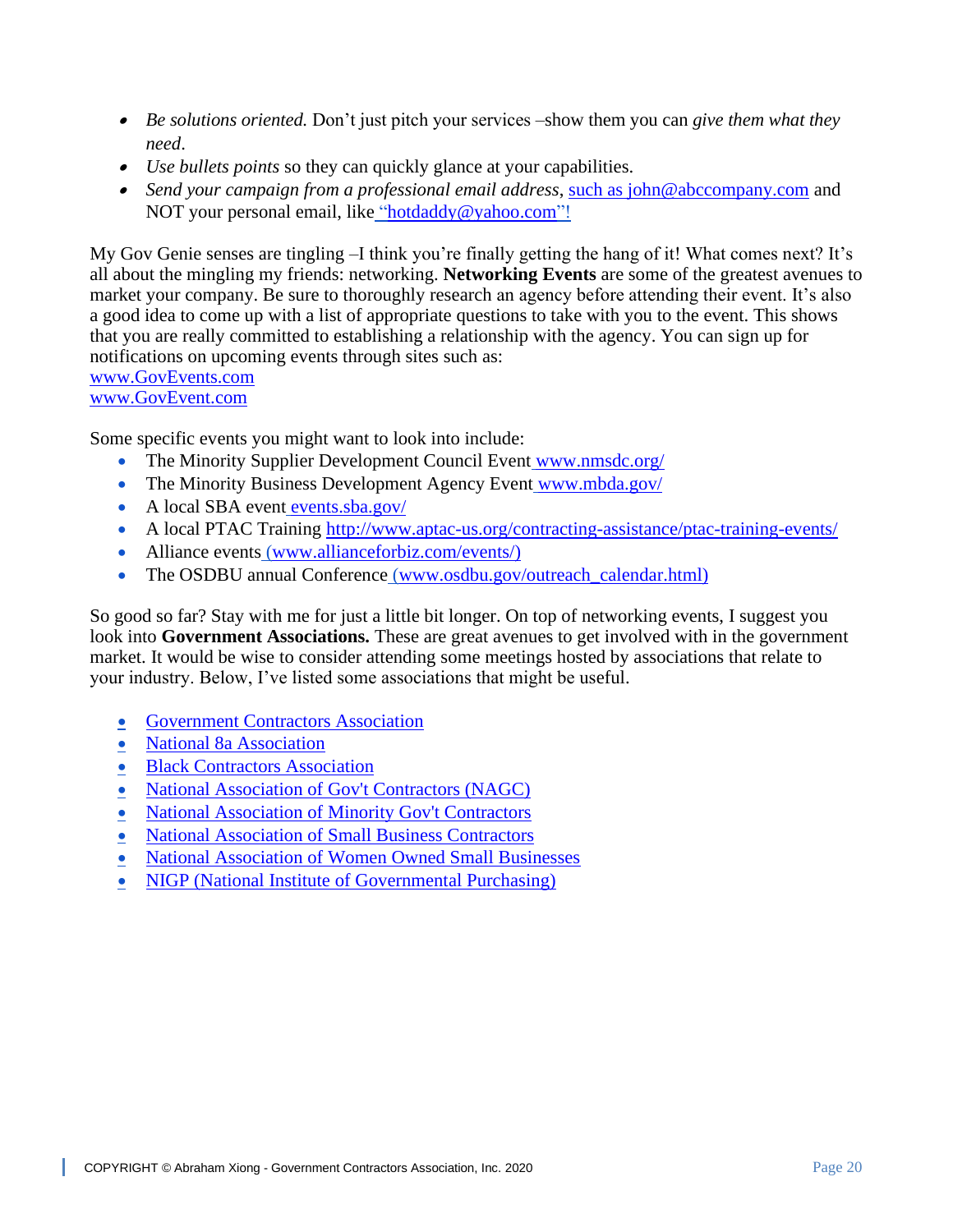- *Be solutions oriented.* Don't just pitch your services –show them you can *give them what they need*.
- *Use bullets points* so they can quickly glance at your capabilities.
- *Send your campaign from a professional email address*, such as john@abccompany.com and NOT your personal email, like "hotdaddy@yahoo.com"!

My Gov Genie senses are tingling –I think you're finally getting the hang of it! What comes next? It's all about the mingling my friends: networking. **Networking Events** are some of the greatest avenues to market your company. Be sure to thoroughly research an agency before attending their event. It's also a good idea to come up with a list of appropriate questions to take with you to the event. This shows that you are really committed to establishing a relationship with the agency. You can sign up for notifications on upcoming events through sites such as:
www.GovEvents.com
www.GovEvent.com

Some specific events you might want to look into include:

- The Minority Supplier Development Council Event www.nmsdc.org/
- The Minority Business Development Agency Event www.mbda.gov/
- A local SBA event events.sba.gov/
- A local PTAC Training http://www.aptac-us.org/contracting-assistance/ptac-training-events/
- Alliance events (www.allianceforbiz.com/events/)
- The OSDBU annual Conference (www.osdbu.gov/outreach_calendar.html)

So good so far? Stay with me for just a little bit longer. On top of networking events, I suggest you look into **Government Associations.** These are great avenues to get involved with in the government market. It would be wise to consider attending some meetings hosted by associations that relate to your industry. Below, I've listed some associations that might be useful.

- Government Contractors Association
- National 8a Association
- Black Contractors Association
- National Association of Gov't Contractors (NAGC)
- National Association of Minority Gov't Contractors
- National Association of Small Business Contractors
- National Association of Women Owned Small Businesses
- NIGP (National Institute of Governmental Purchasing)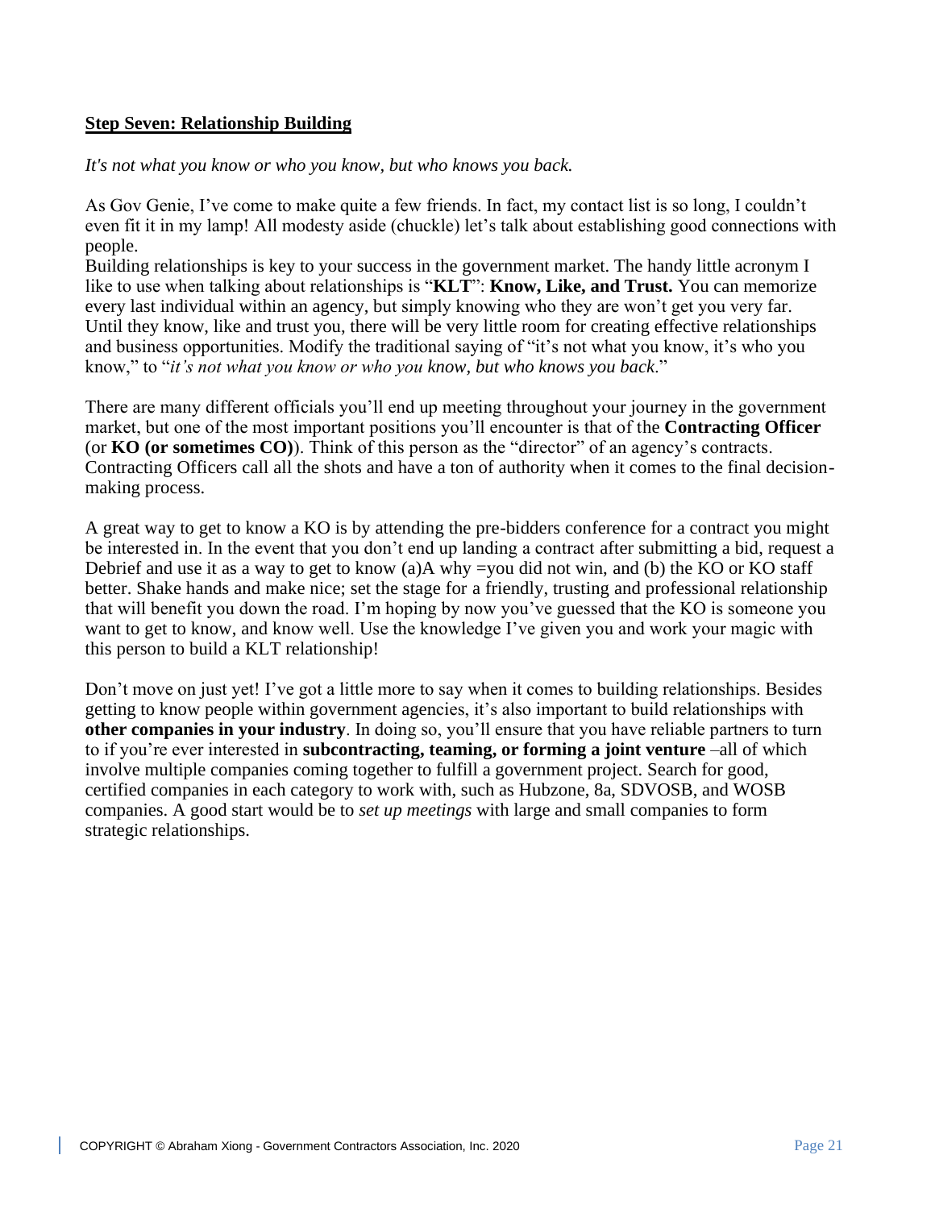**Step Seven: Relationship Building**

*It's not what you know or who you know, but who knows you back.*

As Gov Genie, I've come to make quite a few friends. In fact, my contact list is so long, I couldn't even fit it in my lamp! All modesty aside (chuckle) let's talk about establishing good connections with people.
Building relationships is key to your success in the government market. The handy little acronym I like to use when talking about relationships is "**KLT**": **Know, Like, and Trust.** You can memorize every last individual within an agency, but simply knowing who they are won't get you very far. Until they know, like and trust you, there will be very little room for creating effective relationships and business opportunities. Modify the traditional saying of "it's not what you know, it's who you know," to "*it's not what you know or who you know, but who knows you back.*"

There are many different officials you'll end up meeting throughout your journey in the government market, but one of the most important positions you'll encounter is that of the **Contracting Officer** (or **KO (or sometimes CO)**). Think of this person as the "director" of an agency's contracts. Contracting Officers call all the shots and have a ton of authority when it comes to the final decision-making process.

A great way to get to know a KO is by attending the pre-bidders conference for a contract you might be interested in. In the event that you don't end up landing a contract after submitting a bid, request a Debrief and use it as a way to get to know (a)A why =you did not win, and (b) the KO or KO staff better. Shake hands and make nice; set the stage for a friendly, trusting and professional relationship that will benefit you down the road. I'm hoping by now you've guessed that the KO is someone you want to get to know, and know well. Use the knowledge I've given you and work your magic with this person to build a KLT relationship!

Don't move on just yet! I've got a little more to say when it comes to building relationships. Besides getting to know people within government agencies, it's also important to build relationships with **other companies in your industry**. In doing so, you'll ensure that you have reliable partners to turn to if you're ever interested in **subcontracting, teaming, or forming a joint venture** –all of which involve multiple companies coming together to fulfill a government project. Search for good, certified companies in each category to work with, such as Hubzone, 8a, SDVOSB, and WOSB companies. A good start would be to *set up meetings* with large and small companies to form strategic relationships.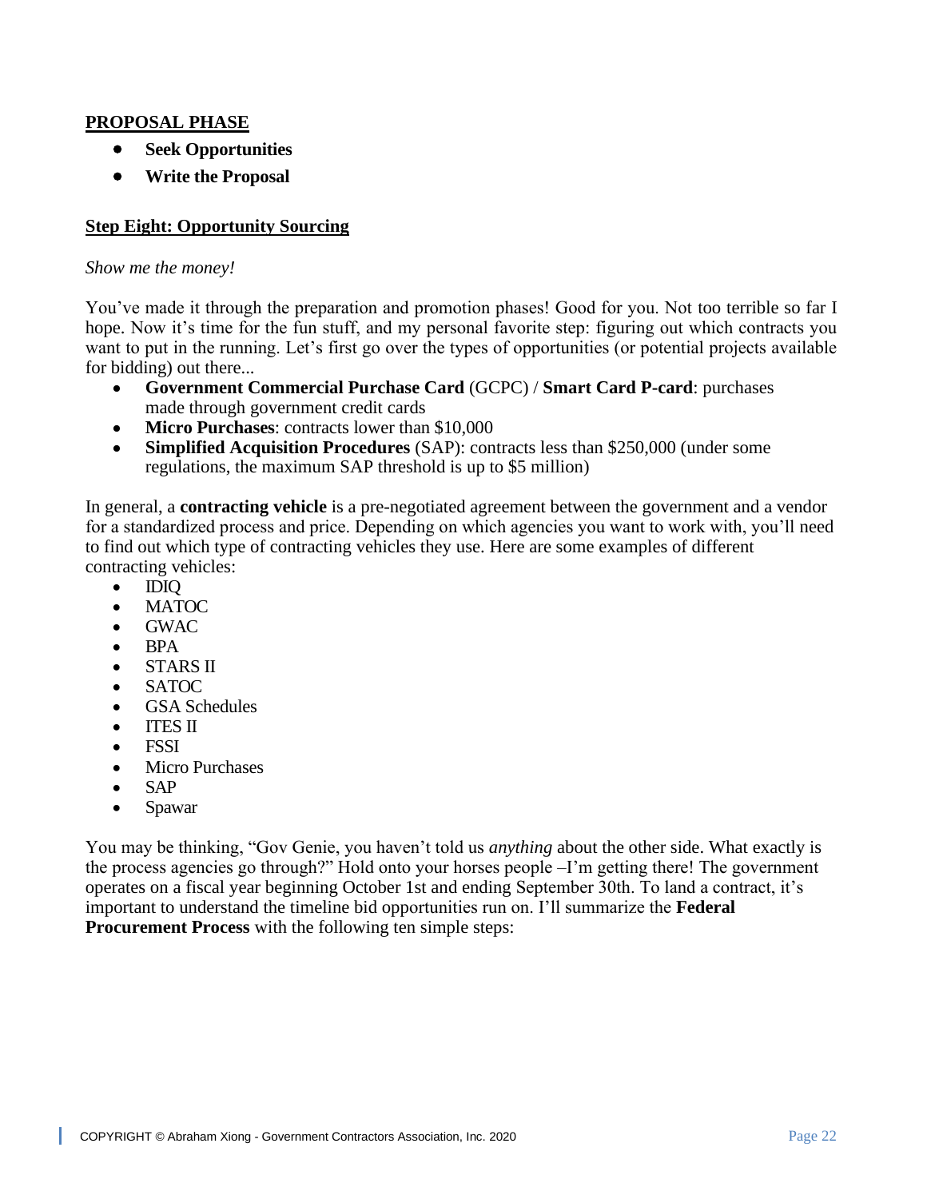**PROPOSAL PHASE**

- **Seek Opportunities**
- **Write the Proposal**

**Step Eight: Opportunity Sourcing**

*Show me the money!*

You've made it through the preparation and promotion phases! Good for you. Not too terrible so far I hope. Now it's time for the fun stuff, and my personal favorite step: figuring out which contracts you want to put in the running. Let's first go over the types of opportunities (or potential projects available for bidding) out there...

- **Government Commercial Purchase Card** (GCPC) / **Smart Card P-card**: purchases made through government credit cards
- **Micro Purchases**: contracts lower than $10,000
- **Simplified Acquisition Procedures** (SAP): contracts less than $250,000 (under some regulations, the maximum SAP threshold is up to $5 million)

In general, a **contracting vehicle** is a pre-negotiated agreement between the government and a vendor for a standardized process and price. Depending on which agencies you want to work with, you'll need to find out which type of contracting vehicles they use. Here are some examples of different contracting vehicles:

- IDIQ
- MATOC
- GWAC
- BPA
- STARS II
- SATOC
- GSA Schedules
- ITES II
- FSSI
- Micro Purchases
- SAP
- Spawar

You may be thinking, "Gov Genie, you haven't told us *anything* about the other side. What exactly is the process agencies go through?" Hold onto your horses people –I'm getting there! The government operates on a fiscal year beginning October 1st and ending September 30th. To land a contract, it's important to understand the timeline bid opportunities run on. I'll summarize the **Federal Procurement Process** with the following ten simple steps: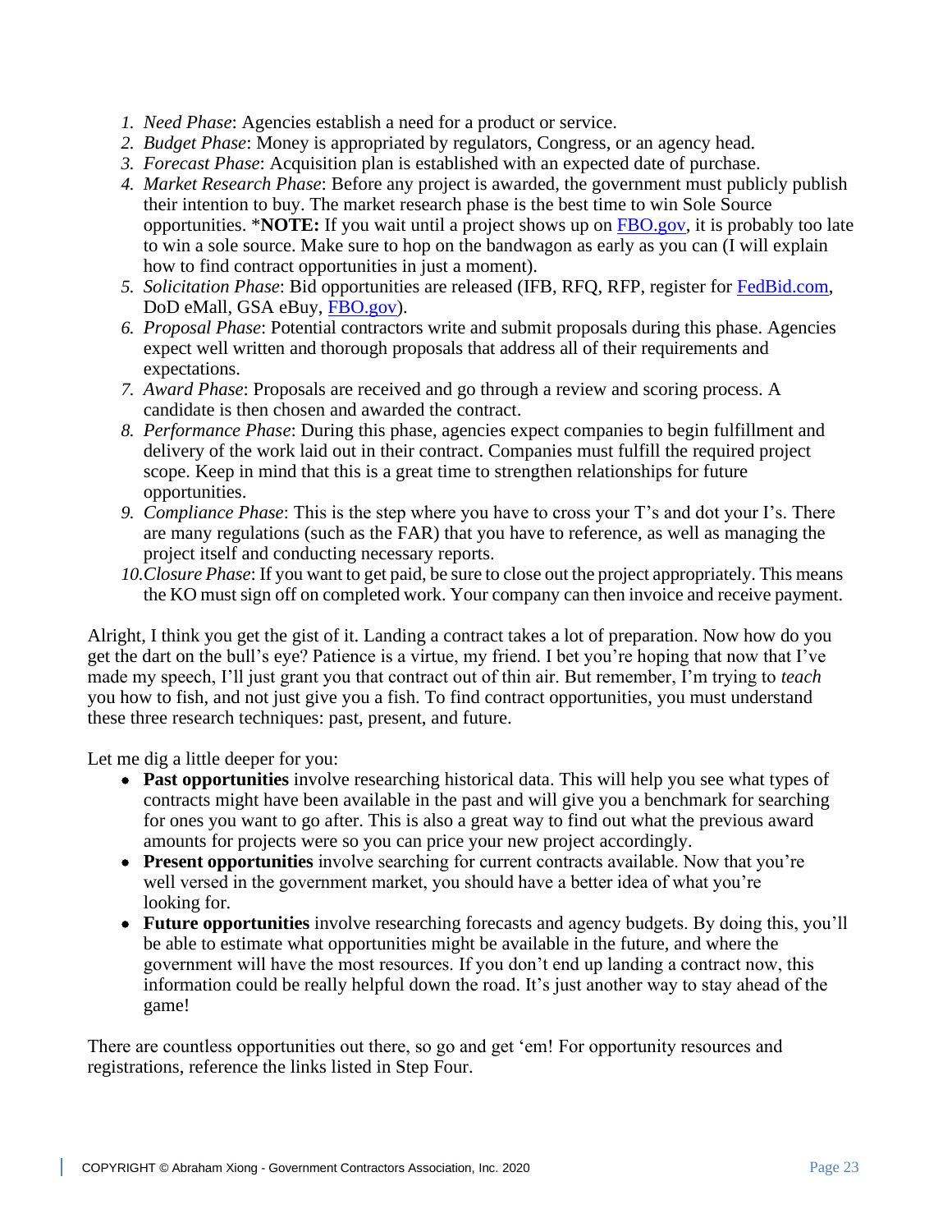1. *Need Phase*: Agencies establish a need for a product or service.
2. *Budget Phase*: Money is appropriated by regulators, Congress, or an agency head.
3. *Forecast Phase*: Acquisition plan is established with an expected date of purchase.
4. *Market Research Phase*: Before any project is awarded, the government must publicly publish their intention to buy. The market research phase is the best time to win Sole Source opportunities. ***NOTE:** If you wait until a project shows up on FBO.gov, it is probably too late to win a sole source. Make sure to hop on the bandwagon as early as you can (I will explain how to find contract opportunities in just a moment).
5. *Solicitation Phase*: Bid opportunities are released (IFB, RFQ, RFP, register for FedBid.com, DoD eMall, GSA eBuy, FBO.gov).
6. *Proposal Phase*: Potential contractors write and submit proposals during this phase. Agencies expect well written and thorough proposals that address all of their requirements and expectations.
7. *Award Phase*: Proposals are received and go through a review and scoring process. A candidate is then chosen and awarded the contract.
8. *Performance Phase*: During this phase, agencies expect companies to begin fulfillment and delivery of the work laid out in their contract. Companies must fulfill the required project scope. Keep in mind that this is a great time to strengthen relationships for future opportunities.
9. *Compliance Phase*: This is the step where you have to cross your T's and dot your I's. There are many regulations (such as the FAR) that you have to reference, as well as managing the project itself and conducting necessary reports.
10. *Closure Phase*: If you want to get paid, be sure to close out the project appropriately. This means the KO must sign off on completed work. Your company can then invoice and receive payment.

Alright, I think you get the gist of it. Landing a contract takes a lot of preparation. Now how do you get the dart on the bull's eye? Patience is a virtue, my friend. I bet you're hoping that now that I've made my speech, I'll just grant you that contract out of thin air. But remember, I'm trying to *teach* you how to fish, and not just give you a fish. To find contract opportunities, you must understand these three research techniques: past, present, and future.

Let me dig a little deeper for you:

- **Past opportunities** involve researching historical data. This will help you see what types of contracts might have been available in the past and will give you a benchmark for searching for ones you want to go after. This is also a great way to find out what the previous award amounts for projects were so you can price your new project accordingly.
- **Present opportunities** involve searching for current contracts available. Now that you're well versed in the government market, you should have a better idea of what you're looking for.
- **Future opportunities** involve researching forecasts and agency budgets. By doing this, you'll be able to estimate what opportunities might be available in the future, and where the government will have the most resources. If you don't end up landing a contract now, this information could be really helpful down the road. It's just another way to stay ahead of the game!

There are countless opportunities out there, so go and get 'em! For opportunity resources and registrations, reference the links listed in Step Four.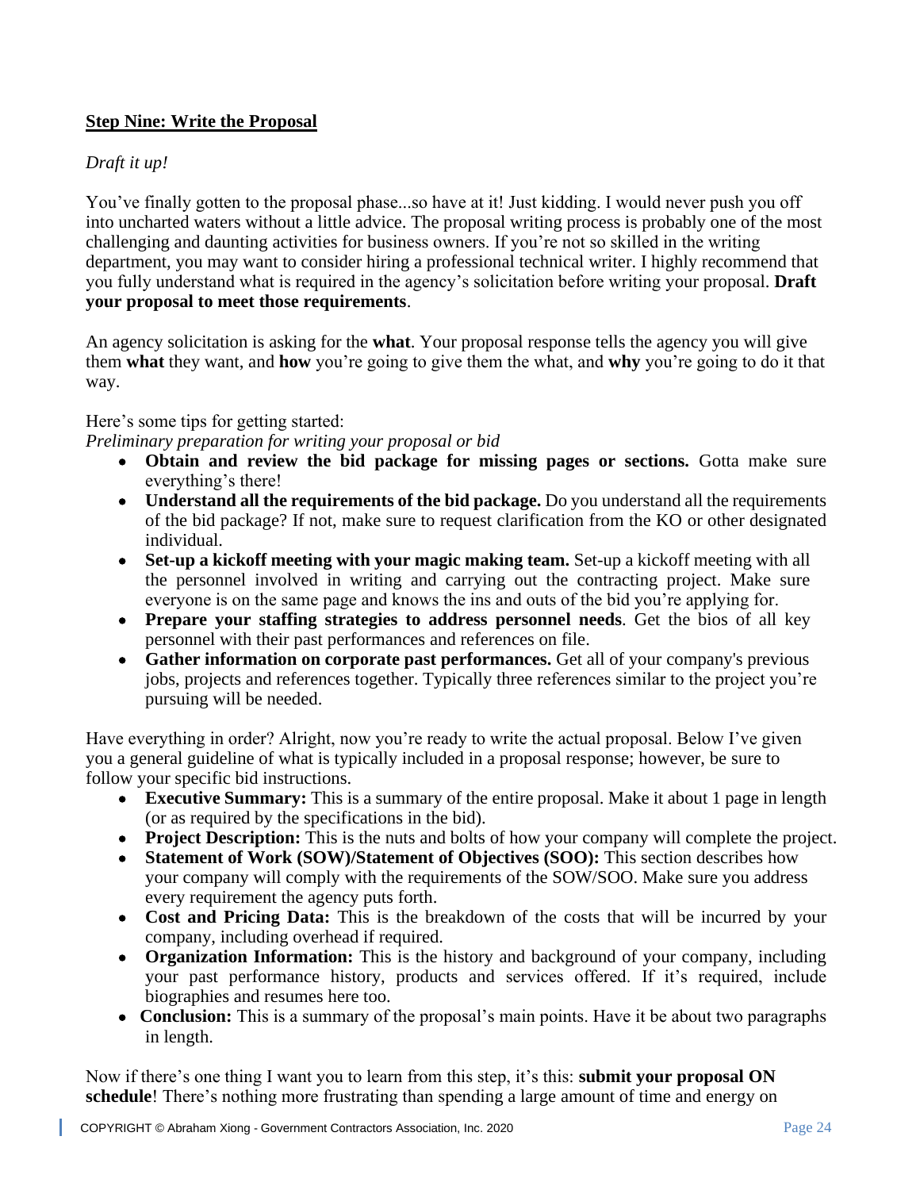## Step Nine: Write the Proposal

*Draft it up!*

You've finally gotten to the proposal phase...so have at it! Just kidding. I would never push you off into uncharted waters without a little advice. The proposal writing process is probably one of the most challenging and daunting activities for business owners. If you're not so skilled in the writing department, you may want to consider hiring a professional technical writer. I highly recommend that you fully understand what is required in the agency's solicitation before writing your proposal. **Draft your proposal to meet those requirements**.

An agency solicitation is asking for the **what**. Your proposal response tells the agency you will give them **what** they want, and **how** you're going to give them the what, and **why** you're going to do it that way.

Here's some tips for getting started:

*Preliminary preparation for writing your proposal or bid*

- **Obtain and review the bid package for missing pages or sections.** Gotta make sure everything's there!
- **Understand all the requirements of the bid package.** Do you understand all the requirements of the bid package? If not, make sure to request clarification from the KO or other designated individual.
- **Set-up a kickoff meeting with your magic making team.** Set-up a kickoff meeting with all the personnel involved in writing and carrying out the contracting project. Make sure everyone is on the same page and knows the ins and outs of the bid you're applying for.
- **Prepare your staffing strategies to address personnel needs**. Get the bios of all key personnel with their past performances and references on file.
- **Gather information on corporate past performances.** Get all of your company's previous jobs, projects and references together. Typically three references similar to the project you're pursuing will be needed.

Have everything in order? Alright, now you're ready to write the actual proposal. Below I've given you a general guideline of what is typically included in a proposal response; however, be sure to follow your specific bid instructions.

- **Executive Summary:** This is a summary of the entire proposal. Make it about 1 page in length (or as required by the specifications in the bid).
- **Project Description:** This is the nuts and bolts of how your company will complete the project.
- **Statement of Work (SOW)/Statement of Objectives (SOO):** This section describes how your company will comply with the requirements of the SOW/SOO. Make sure you address every requirement the agency puts forth.
- **Cost and Pricing Data:** This is the breakdown of the costs that will be incurred by your company, including overhead if required.
- **Organization Information:** This is the history and background of your company, including your past performance history, products and services offered. If it's required, include biographies and resumes here too.
- **Conclusion:** This is a summary of the proposal's main points. Have it be about two paragraphs in length.

Now if there's one thing I want you to learn from this step, it's this: **submit your proposal ON schedule**! There's nothing more frustrating than spending a large amount of time and energy on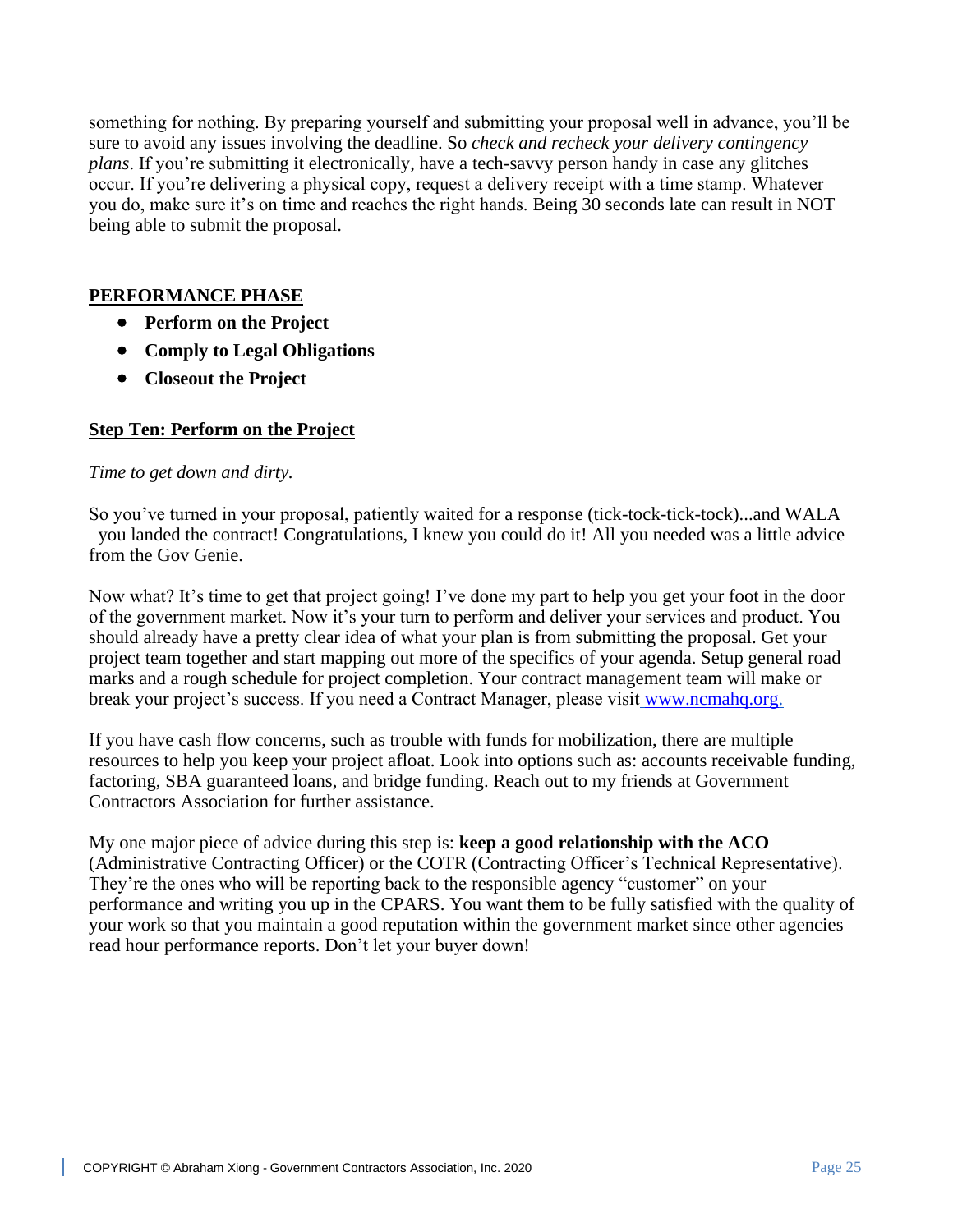something for nothing. By preparing yourself and submitting your proposal well in advance, you'll be sure to avoid any issues involving the deadline. So *check and recheck your delivery contingency plans*. If you're submitting it electronically, have a tech-savvy person handy in case any glitches occur. If you're delivering a physical copy, request a delivery receipt with a time stamp. Whatever you do, make sure it's on time and reaches the right hands. Being 30 seconds late can result in NOT being able to submit the proposal.

## PERFORMANCE PHASE

- **Perform on the Project**
- **Comply to Legal Obligations**
- **Closeout the Project**

### Step Ten: Perform on the Project

*Time to get down and dirty.*

So you've turned in your proposal, patiently waited for a response (tick-tock-tick-tock)...and WALA –you landed the contract! Congratulations, I knew you could do it! All you needed was a little advice from the Gov Genie.

Now what? It's time to get that project going! I've done my part to help you get your foot in the door of the government market. Now it's your turn to perform and deliver your services and product. You should already have a pretty clear idea of what your plan is from submitting the proposal. Get your project team together and start mapping out more of the specifics of your agenda. Setup general road marks and a rough schedule for project completion. Your contract management team will make or break your project's success. If you need a Contract Manager, please visit [www.ncmahq.org.](http://www.ncmahq.org)

If you have cash flow concerns, such as trouble with funds for mobilization, there are multiple resources to help you keep your project afloat. Look into options such as: accounts receivable funding, factoring, SBA guaranteed loans, and bridge funding. Reach out to my friends at Government Contractors Association for further assistance.

My one major piece of advice during this step is: **keep a good relationship with the ACO** (Administrative Contracting Officer) or the COTR (Contracting Officer's Technical Representative). They're the ones who will be reporting back to the responsible agency "customer" on your performance and writing you up in the CPARS. You want them to be fully satisfied with the quality of your work so that you maintain a good reputation within the government market since other agencies read hour performance reports. Don't let your buyer down!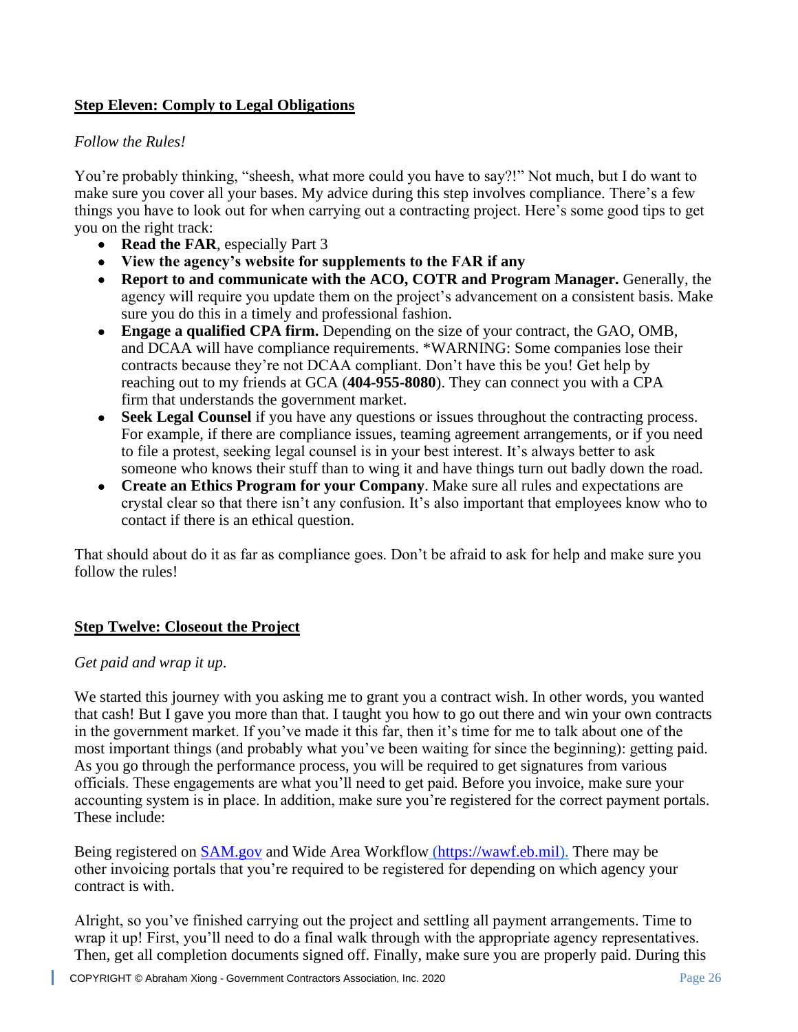## Step Eleven: Comply to Legal Obligations

*Follow the Rules!*

You're probably thinking, "sheesh, what more could you have to say?!" Not much, but I do want to make sure you cover all your bases. My advice during this step involves compliance. There's a few things you have to look out for when carrying out a contracting project. Here's some good tips to get you on the right track:

- **Read the FAR**, especially Part 3
- **View the agency's website for supplements to the FAR if any**
- **Report to and communicate with the ACO, COTR and Program Manager.** Generally, the agency will require you update them on the project's advancement on a consistent basis. Make sure you do this in a timely and professional fashion.
- **Engage a qualified CPA firm.** Depending on the size of your contract, the GAO, OMB, and DCAA will have compliance requirements. *WARNING: Some companies lose their contracts because they're not DCAA compliant. Don't have this be you! Get help by reaching out to my friends at GCA (**404-955-8080**). They can connect you with a CPA firm that understands the government market.
- **Seek Legal Counsel** if you have any questions or issues throughout the contracting process. For example, if there are compliance issues, teaming agreement arrangements, or if you need to file a protest, seeking legal counsel is in your best interest. It's always better to ask someone who knows their stuff than to wing it and have things turn out badly down the road.
- **Create an Ethics Program for your Company**. Make sure all rules and expectations are crystal clear so that there isn't any confusion. It's also important that employees know who to contact if there is an ethical question.

That should about do it as far as compliance goes. Don't be afraid to ask for help and make sure you follow the rules!

## Step Twelve: Closeout the Project

*Get paid and wrap it up.*

We started this journey with you asking me to grant you a contract wish. In other words, you wanted that cash! But I gave you more than that. I taught you how to go out there and win your own contracts in the government market. If you've made it this far, then it's time for me to talk about one of the most important things (and probably what you've been waiting for since the beginning): getting paid. As you go through the performance process, you will be required to get signatures from various officials. These engagements are what you'll need to get paid. Before you invoice, make sure your accounting system is in place. In addition, make sure you're registered for the correct payment portals. These include:

Being registered on SAM.gov and Wide Area Workflow (https://wawf.eb.mil). There may be other invoicing portals that you're required to be registered for depending on which agency your contract is with.

Alright, so you've finished carrying out the project and settling all payment arrangements. Time to wrap it up! First, you'll need to do a final walk through with the appropriate agency representatives. Then, get all completion documents signed off. Finally, make sure you are properly paid. During this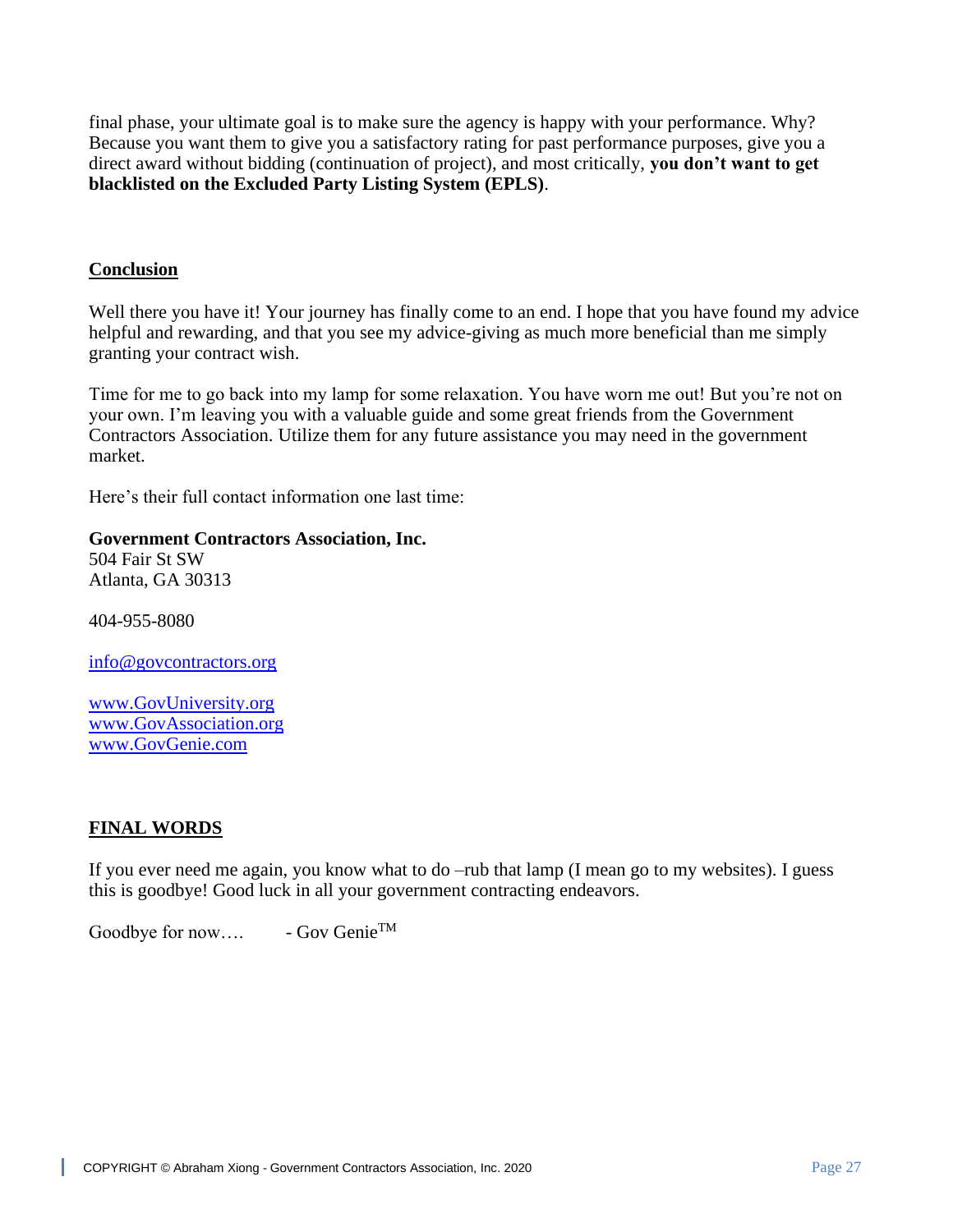final phase, your ultimate goal is to make sure the agency is happy with your performance. Why? Because you want them to give you a satisfactory rating for past performance purposes, give you a direct award without bidding (continuation of project), and most critically, **you don't want to get blacklisted on the Excluded Party Listing System (EPLS)**.

## Conclusion

Well there you have it! Your journey has finally come to an end. I hope that you have found my advice helpful and rewarding, and that you see my advice-giving as much more beneficial than me simply granting your contract wish.

Time for me to go back into my lamp for some relaxation. You have worn me out! But you're not on your own. I'm leaving you with a valuable guide and some great friends from the Government Contractors Association. Utilize them for any future assistance you may need in the government market.

Here's their full contact information one last time:

**Government Contractors Association, Inc.**
504 Fair St SW
Atlanta, GA 30313

404-955-8080

info@govcontractors.org

www.GovUniversity.org
www.GovAssociation.org
www.GovGenie.com

## FINAL WORDS

If you ever need me again, you know what to do –rub that lamp (I mean go to my websites). I guess this is goodbye! Good luck in all your government contracting endeavors.

Goodbye for now…. - Gov Genie™